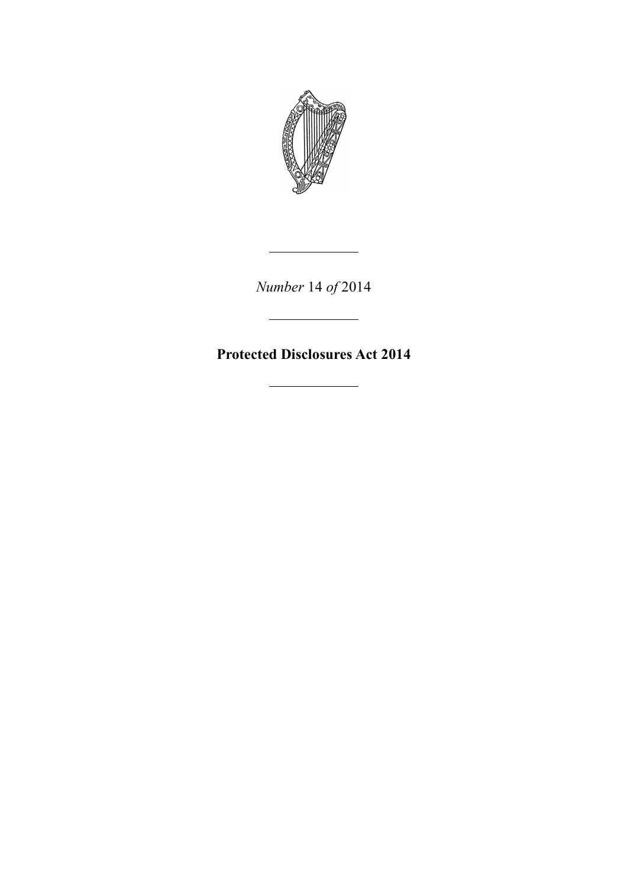---

*Number* 14 *of* 2014

---

# Protected Disclosures Act 2014

---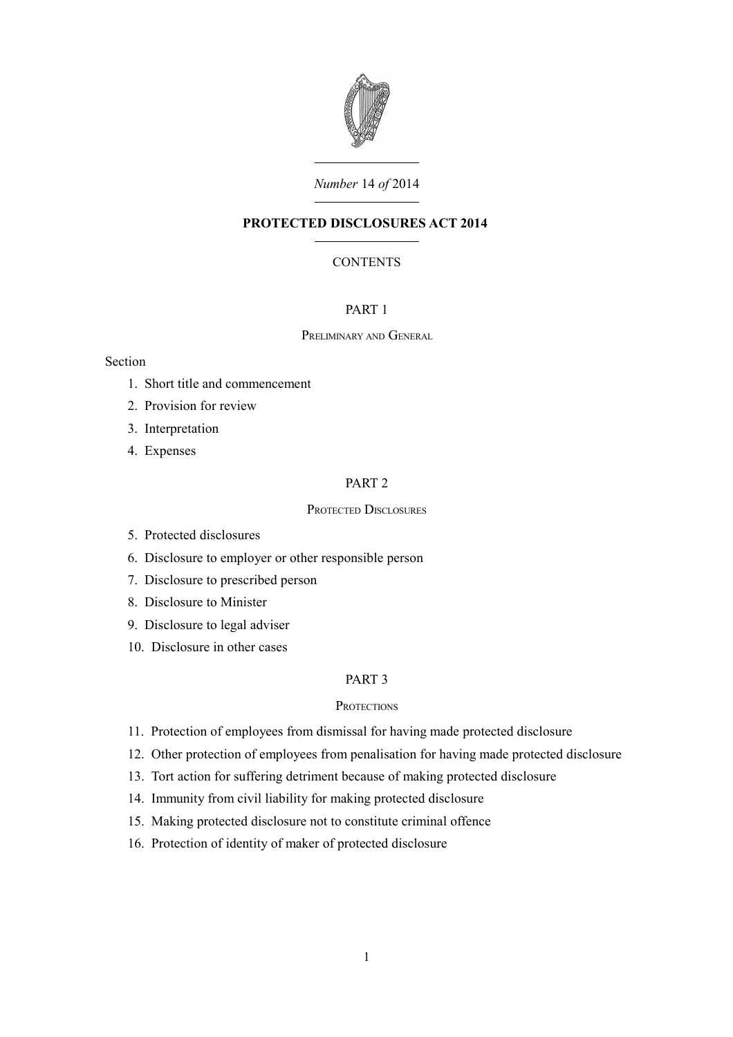*Number* 14 *of* 2014

# PROTECTED DISCLOSURES ACT 2014

CONTENTS

## PART 1

### Preliminary and General

Section

1. Short title and commencement
2. Provision for review
3. Interpretation
4. Expenses

## PART 2

### Protected Disclosures

5. Protected disclosures
6. Disclosure to employer or other responsible person
7. Disclosure to prescribed person
8. Disclosure to Minister
9. Disclosure to legal adviser
10. Disclosure in other cases

## PART 3

### Protections

11. Protection of employees from dismissal for having made protected disclosure
12. Other protection of employees from penalisation for having made protected disclosure
13. Tort action for suffering detriment because of making protected disclosure
14. Immunity from civil liability for making protected disclosure
15. Making protected disclosure not to constitute criminal offence
16. Protection of identity of maker of protected disclosure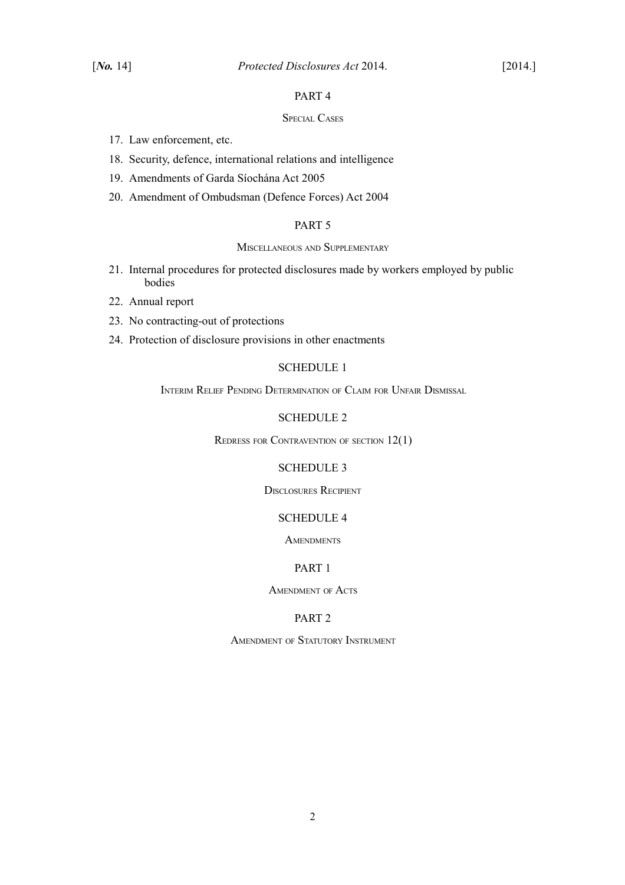PART 4

Special Cases

17. Law enforcement, etc.
18. Security, defence, international relations and intelligence
19. Amendments of Garda Síochána Act 2005
20. Amendment of Ombudsman (Defence Forces) Act 2004

PART 5

Miscellaneous and Supplementary

21. Internal procedures for protected disclosures made by workers employed by public bodies
22. Annual report
23. No contracting-out of protections
24. Protection of disclosure provisions in other enactments

SCHEDULE 1

Interim Relief Pending Determination of Claim for Unfair Dismissal

SCHEDULE 2

Redress for Contravention of section 12(1)

SCHEDULE 3

Disclosures Recipient

SCHEDULE 4

Amendments

PART 1

Amendment of Acts

PART 2

Amendment of Statutory Instrument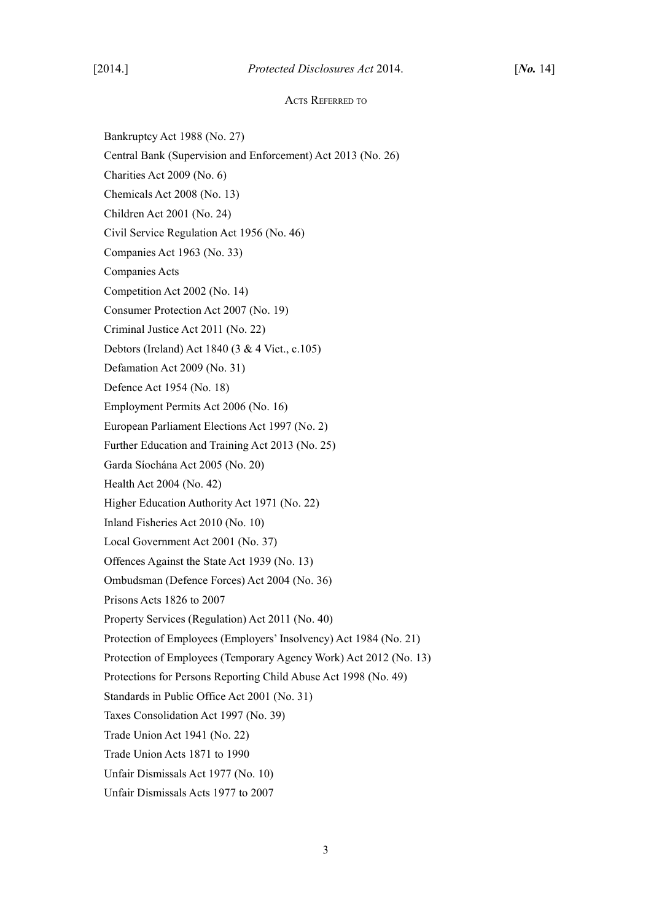## Acts Referred to

Bankruptcy Act 1988 (No. 27)

Central Bank (Supervision and Enforcement) Act 2013 (No. 26)

Charities Act 2009 (No. 6)

Chemicals Act 2008 (No. 13)

Children Act 2001 (No. 24)

Civil Service Regulation Act 1956 (No. 46)

Companies Act 1963 (No. 33)

Companies Acts

Competition Act 2002 (No. 14)

Consumer Protection Act 2007 (No. 19)

Criminal Justice Act 2011 (No. 22)

Debtors (Ireland) Act 1840 (3 & 4 Vict., c.105)

Defamation Act 2009 (No. 31)

Defence Act 1954 (No. 18)

Employment Permits Act 2006 (No. 16)

European Parliament Elections Act 1997 (No. 2)

Further Education and Training Act 2013 (No. 25)

Garda Síochána Act 2005 (No. 20)

Health Act 2004 (No. 42)

Higher Education Authority Act 1971 (No. 22)

Inland Fisheries Act 2010 (No. 10)

Local Government Act 2001 (No. 37)

Offences Against the State Act 1939 (No. 13)

Ombudsman (Defence Forces) Act 2004 (No. 36)

Prisons Acts 1826 to 2007

Property Services (Regulation) Act 2011 (No. 40)

Protection of Employees (Employers' Insolvency) Act 1984 (No. 21)

Protection of Employees (Temporary Agency Work) Act 2012 (No. 13)

Protections for Persons Reporting Child Abuse Act 1998 (No. 49)

Standards in Public Office Act 2001 (No. 31)

Taxes Consolidation Act 1997 (No. 39)

Trade Union Act 1941 (No. 22)

Trade Union Acts 1871 to 1990

Unfair Dismissals Act 1977 (No. 10)

Unfair Dismissals Acts 1977 to 2007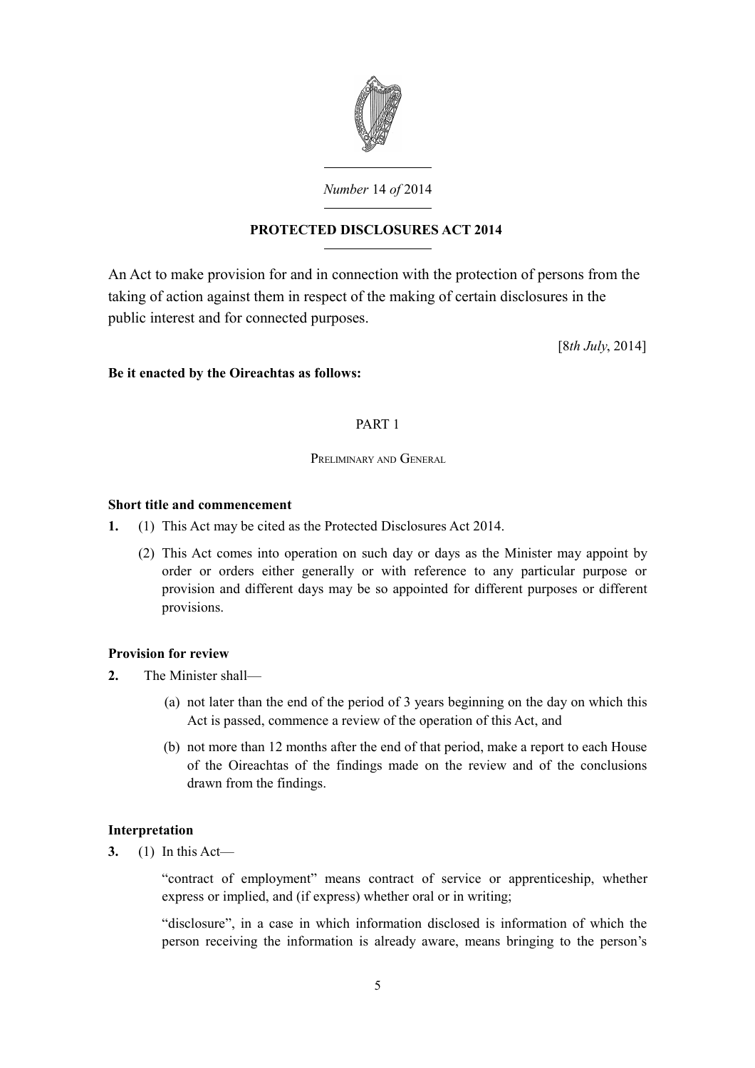*Number* 14 *of* 2014

# PROTECTED DISCLOSURES ACT 2014

An Act to make provision for and in connection with the protection of persons from the taking of action against them in respect of the making of certain disclosures in the public interest and for connected purposes.

[8*th July*, 2014]

**Be it enacted by the Oireachtas as follows:**

## PART 1

### Preliminary and General

**Short title and commencement**

**1.** (1) This Act may be cited as the Protected Disclosures Act 2014.

(2) This Act comes into operation on such day or days as the Minister may appoint by order or orders either generally or with reference to any particular purpose or provision and different days may be so appointed for different purposes or different provisions.

**Provision for review**

**2.** The Minister shall—

(a) not later than the end of the period of 3 years beginning on the day on which this Act is passed, commence a review of the operation of this Act, and

(b) not more than 12 months after the end of that period, make a report to each House of the Oireachtas of the findings made on the review and of the conclusions drawn from the findings.

**Interpretation**

**3.** (1) In this Act—

"contract of employment" means contract of service or apprenticeship, whether express or implied, and (if express) whether oral or in writing;

"disclosure", in a case in which information disclosed is information of which the person receiving the information is already aware, means bringing to the person's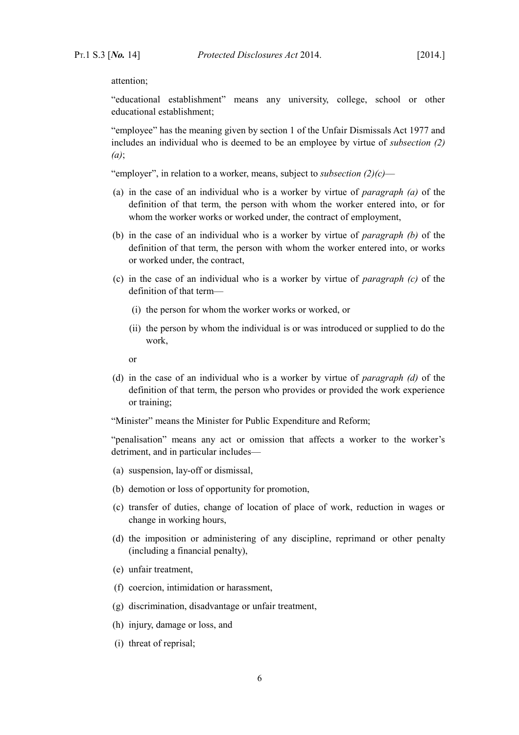attention;

"educational establishment" means any university, college, school or other educational establishment;

"employee" has the meaning given by section 1 of the Unfair Dismissals Act 1977 and includes an individual who is deemed to be an employee by virtue of *subsection (2) (a)*;

"employer", in relation to a worker, means, subject to *subsection (2)(c)*—

(a) in the case of an individual who is a worker by virtue of *paragraph (a)* of the definition of that term, the person with whom the worker entered into, or for whom the worker works or worked under, the contract of employment,

(b) in the case of an individual who is a worker by virtue of *paragraph (b)* of the definition of that term, the person with whom the worker entered into, or works or worked under, the contract,

(c) in the case of an individual who is a worker by virtue of *paragraph (c)* of the definition of that term—

  (i) the person for whom the worker works or worked, or

  (ii) the person by whom the individual is or was introduced or supplied to do the work,

  or

(d) in the case of an individual who is a worker by virtue of *paragraph (d)* of the definition of that term, the person who provides or provided the work experience or training;

"Minister" means the Minister for Public Expenditure and Reform;

"penalisation" means any act or omission that affects a worker to the worker's detriment, and in particular includes—

(a) suspension, lay-off or dismissal,

(b) demotion or loss of opportunity for promotion,

(c) transfer of duties, change of location of place of work, reduction in wages or change in working hours,

(d) the imposition or administering of any discipline, reprimand or other penalty (including a financial penalty),

(e) unfair treatment,

(f) coercion, intimidation or harassment,

(g) discrimination, disadvantage or unfair treatment,

(h) injury, damage or loss, and

(i) threat of reprisal;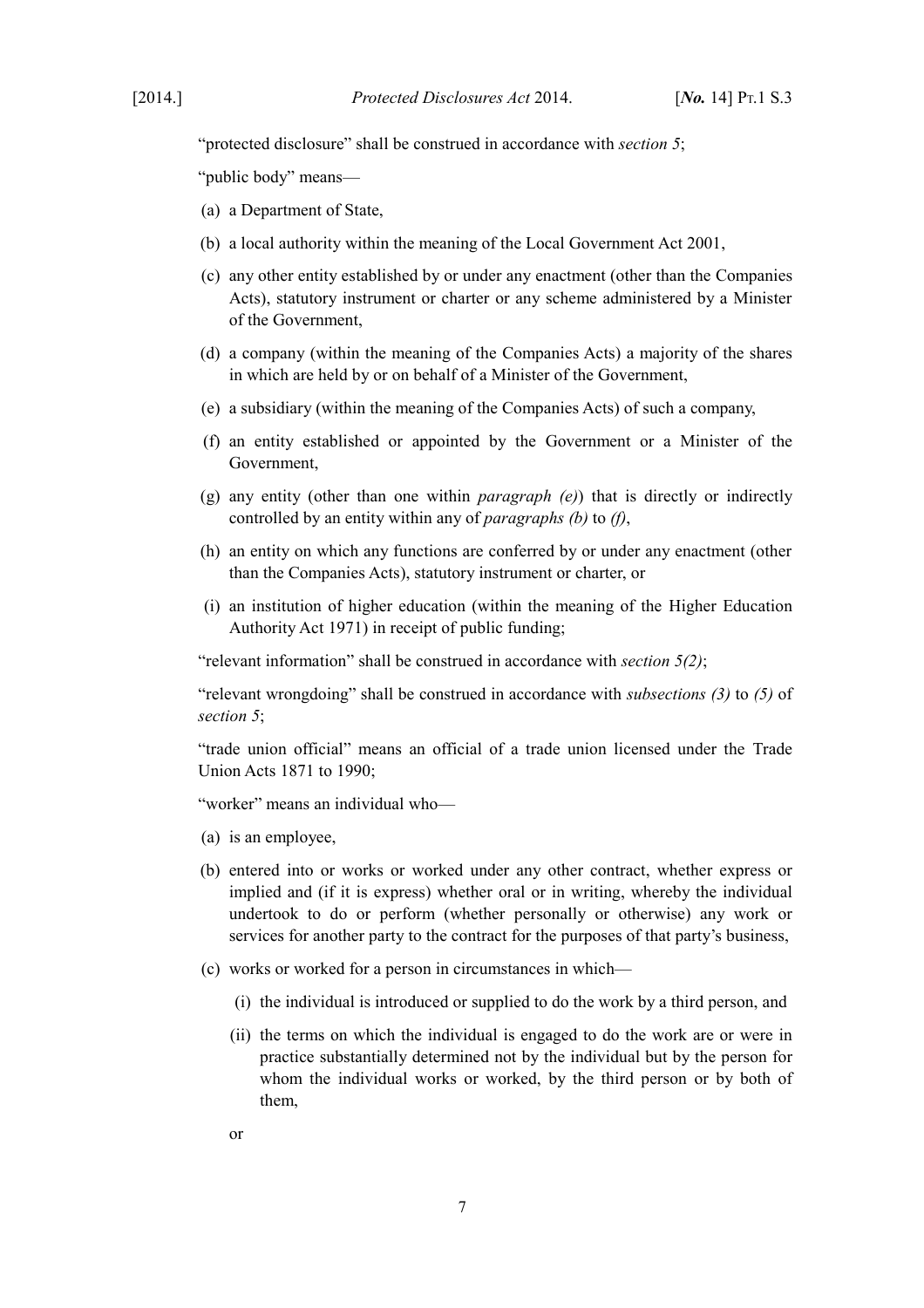"protected disclosure" shall be construed in accordance with *section 5*;

"public body" means—

(a) a Department of State,

(b) a local authority within the meaning of the Local Government Act 2001,

(c) any other entity established by or under any enactment (other than the Companies Acts), statutory instrument or charter or any scheme administered by a Minister of the Government,

(d) a company (within the meaning of the Companies Acts) a majority of the shares in which are held by or on behalf of a Minister of the Government,

(e) a subsidiary (within the meaning of the Companies Acts) of such a company,

(f) an entity established or appointed by the Government or a Minister of the Government,

(g) any entity (other than one within *paragraph (e)*) that is directly or indirectly controlled by an entity within any of *paragraphs (b)* to *(f)*,

(h) an entity on which any functions are conferred by or under any enactment (other than the Companies Acts), statutory instrument or charter, or

(i) an institution of higher education (within the meaning of the Higher Education Authority Act 1971) in receipt of public funding;

"relevant information" shall be construed in accordance with *section 5(2)*;

"relevant wrongdoing" shall be construed in accordance with *subsections (3)* to *(5)* of *section 5*;

"trade union official" means an official of a trade union licensed under the Trade Union Acts 1871 to 1990;

"worker" means an individual who—

(a) is an employee,

(b) entered into or works or worked under any other contract, whether express or implied and (if it is express) whether oral or in writing, whereby the individual undertook to do or perform (whether personally or otherwise) any work or services for another party to the contract for the purposes of that party's business,

(c) works or worked for a person in circumstances in which—

(i) the individual is introduced or supplied to do the work by a third person, and

(ii) the terms on which the individual is engaged to do the work are or were in practice substantially determined not by the individual but by the person for whom the individual works or worked, by the third person or by both of them,

or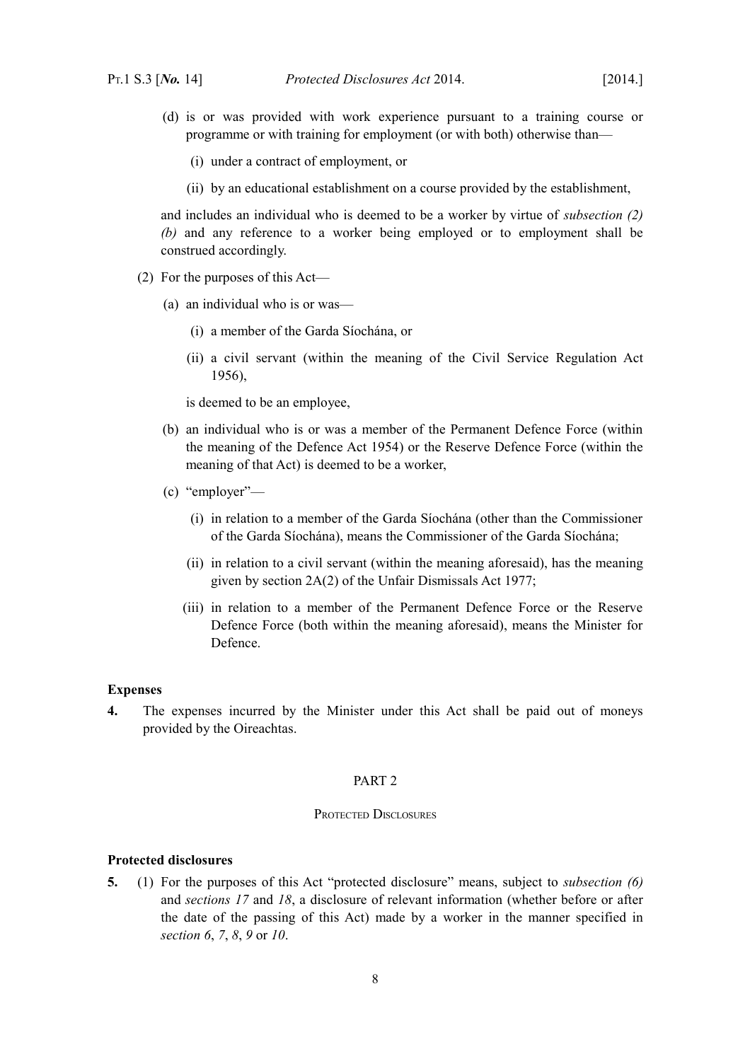(d) is or was provided with work experience pursuant to a training course or programme or with training for employment (or with both) otherwise than—

(i) under a contract of employment, or

(ii) by an educational establishment on a course provided by the establishment,

and includes an individual who is deemed to be a worker by virtue of *subsection (2) (b)* and any reference to a worker being employed or to employment shall be construed accordingly.

(2) For the purposes of this Act—

(a) an individual who is or was—

(i) a member of the Garda Síochána, or

(ii) a civil servant (within the meaning of the Civil Service Regulation Act 1956),

is deemed to be an employee,

(b) an individual who is or was a member of the Permanent Defence Force (within the meaning of the Defence Act 1954) or the Reserve Defence Force (within the meaning of that Act) is deemed to be a worker,

(c) "employer"—

(i) in relation to a member of the Garda Síochána (other than the Commissioner of the Garda Síochána), means the Commissioner of the Garda Síochána;

(ii) in relation to a civil servant (within the meaning aforesaid), has the meaning given by section 2A(2) of the Unfair Dismissals Act 1977;

(iii) in relation to a member of the Permanent Defence Force or the Reserve Defence Force (both within the meaning aforesaid), means the Minister for Defence.

**Expenses**

**4.** The expenses incurred by the Minister under this Act shall be paid out of moneys provided by the Oireachtas.

## PART 2

## Protected Disclosures

**Protected disclosures**

**5.** (1) For the purposes of this Act "protected disclosure" means, subject to *subsection (6)* and *sections 17* and *18*, a disclosure of relevant information (whether before or after the date of the passing of this Act) made by a worker in the manner specified in *section 6*, *7*, *8*, *9* or *10*.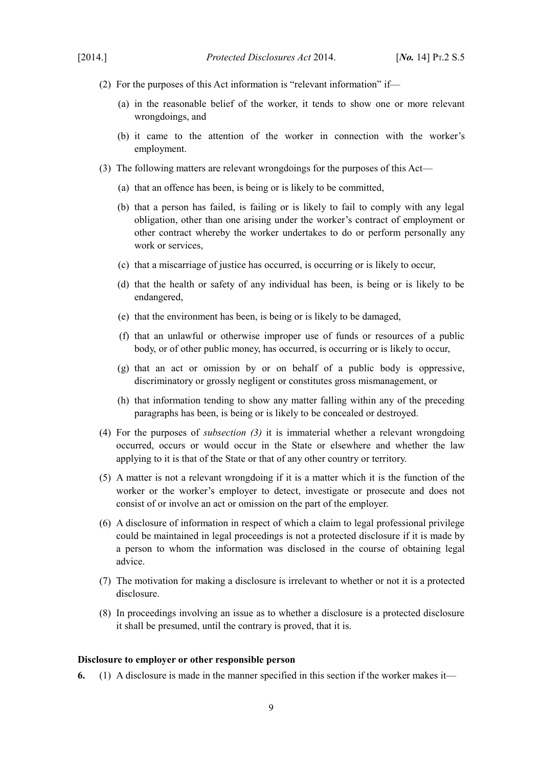(2) For the purposes of this Act information is "relevant information" if—

(a) in the reasonable belief of the worker, it tends to show one or more relevant wrongdoings, and

(b) it came to the attention of the worker in connection with the worker's employment.

(3) The following matters are relevant wrongdoings for the purposes of this Act—

(a) that an offence has been, is being or is likely to be committed,

(b) that a person has failed, is failing or is likely to fail to comply with any legal obligation, other than one arising under the worker's contract of employment or other contract whereby the worker undertakes to do or perform personally any work or services,

(c) that a miscarriage of justice has occurred, is occurring or is likely to occur,

(d) that the health or safety of any individual has been, is being or is likely to be endangered,

(e) that the environment has been, is being or is likely to be damaged,

(f) that an unlawful or otherwise improper use of funds or resources of a public body, or of other public money, has occurred, is occurring or is likely to occur,

(g) that an act or omission by or on behalf of a public body is oppressive, discriminatory or grossly negligent or constitutes gross mismanagement, or

(h) that information tending to show any matter falling within any of the preceding paragraphs has been, is being or is likely to be concealed or destroyed.

(4) For the purposes of *subsection (3)* it is immaterial whether a relevant wrongdoing occurred, occurs or would occur in the State or elsewhere and whether the law applying to it is that of the State or that of any other country or territory.

(5) A matter is not a relevant wrongdoing if it is a matter which it is the function of the worker or the worker's employer to detect, investigate or prosecute and does not consist of or involve an act or omission on the part of the employer.

(6) A disclosure of information in respect of which a claim to legal professional privilege could be maintained in legal proceedings is not a protected disclosure if it is made by a person to whom the information was disclosed in the course of obtaining legal advice.

(7) The motivation for making a disclosure is irrelevant to whether or not it is a protected disclosure.

(8) In proceedings involving an issue as to whether a disclosure is a protected disclosure it shall be presumed, until the contrary is proved, that it is.

**Disclosure to employer or other responsible person**

**6.** (1) A disclosure is made in the manner specified in this section if the worker makes it—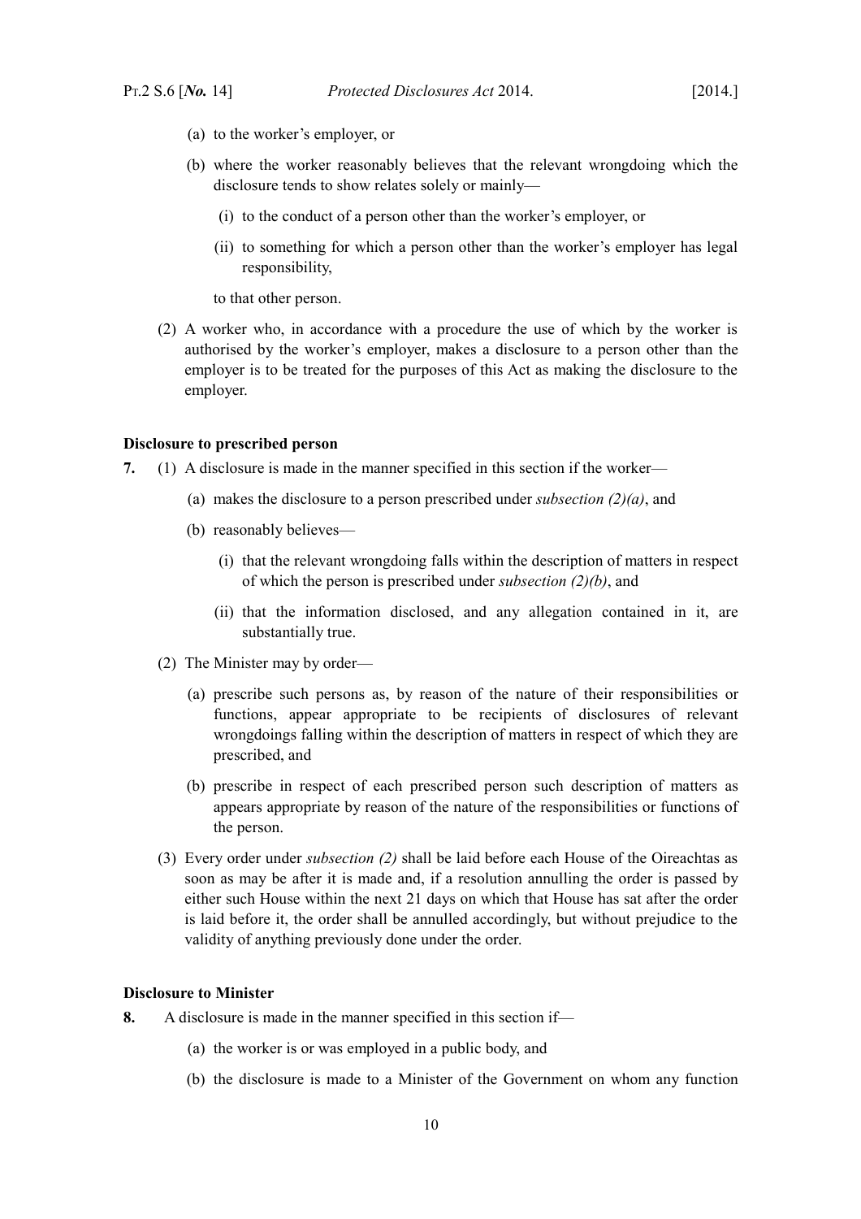(a) to the worker's employer, or

(b) where the worker reasonably believes that the relevant wrongdoing which the disclosure tends to show relates solely or mainly—

(i) to the conduct of a person other than the worker's employer, or

(ii) to something for which a person other than the worker's employer has legal responsibility,

to that other person.

(2) A worker who, in accordance with a procedure the use of which by the worker is authorised by the worker's employer, makes a disclosure to a person other than the employer is to be treated for the purposes of this Act as making the disclosure to the employer.

**Disclosure to prescribed person**

**7.** (1) A disclosure is made in the manner specified in this section if the worker—

(a) makes the disclosure to a person prescribed under *subsection (2)(a)*, and

(b) reasonably believes—

(i) that the relevant wrongdoing falls within the description of matters in respect of which the person is prescribed under *subsection (2)(b)*, and

(ii) that the information disclosed, and any allegation contained in it, are substantially true.

(2) The Minister may by order—

(a) prescribe such persons as, by reason of the nature of their responsibilities or functions, appear appropriate to be recipients of disclosures of relevant wrongdoings falling within the description of matters in respect of which they are prescribed, and

(b) prescribe in respect of each prescribed person such description of matters as appears appropriate by reason of the nature of the responsibilities or functions of the person.

(3) Every order under *subsection (2)* shall be laid before each House of the Oireachtas as soon as may be after it is made and, if a resolution annulling the order is passed by either such House within the next 21 days on which that House has sat after the order is laid before it, the order shall be annulled accordingly, but without prejudice to the validity of anything previously done under the order.

**Disclosure to Minister**

**8.** A disclosure is made in the manner specified in this section if—

(a) the worker is or was employed in a public body, and

(b) the disclosure is made to a Minister of the Government on whom any function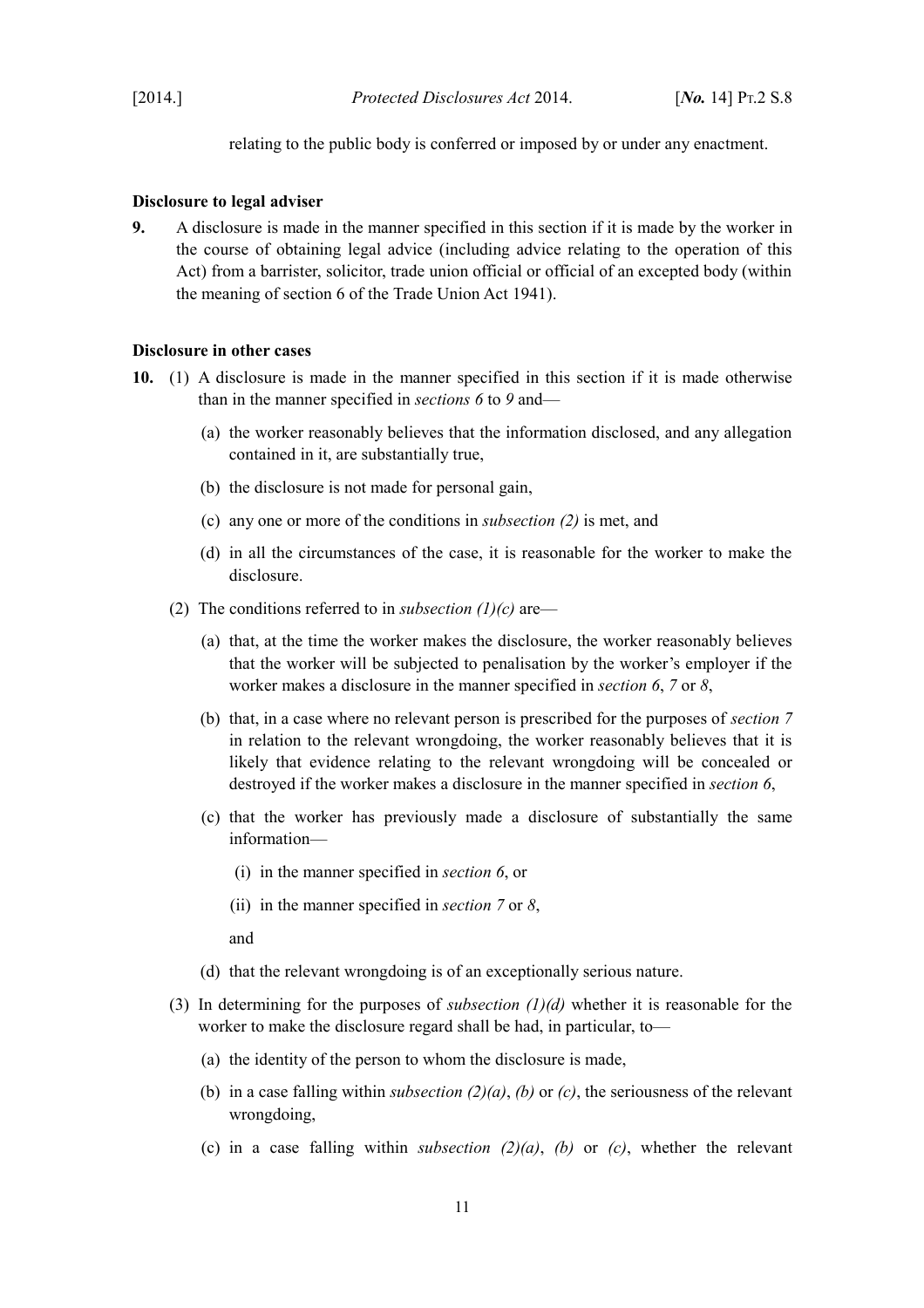relating to the public body is conferred or imposed by or under any enactment.

**Disclosure to legal adviser**

**9.** A disclosure is made in the manner specified in this section if it is made by the worker in the course of obtaining legal advice (including advice relating to the operation of this Act) from a barrister, solicitor, trade union official or official of an excepted body (within the meaning of section 6 of the Trade Union Act 1941).

**Disclosure in other cases**

**10.** (1) A disclosure is made in the manner specified in this section if it is made otherwise than in the manner specified in *sections 6* to *9* and—

(a) the worker reasonably believes that the information disclosed, and any allegation contained in it, are substantially true,

(b) the disclosure is not made for personal gain,

(c) any one or more of the conditions in *subsection (2)* is met, and

(d) in all the circumstances of the case, it is reasonable for the worker to make the disclosure.

(2) The conditions referred to in *subsection (1)(c)* are—

(a) that, at the time the worker makes the disclosure, the worker reasonably believes that the worker will be subjected to penalisation by the worker's employer if the worker makes a disclosure in the manner specified in *section 6*, *7* or *8*,

(b) that, in a case where no relevant person is prescribed for the purposes of *section 7* in relation to the relevant wrongdoing, the worker reasonably believes that it is likely that evidence relating to the relevant wrongdoing will be concealed or destroyed if the worker makes a disclosure in the manner specified in *section 6*,

(c) that the worker has previously made a disclosure of substantially the same information—

(i) in the manner specified in *section 6*, or

(ii) in the manner specified in *section 7* or *8*,

and

(d) that the relevant wrongdoing is of an exceptionally serious nature.

(3) In determining for the purposes of *subsection (1)(d)* whether it is reasonable for the worker to make the disclosure regard shall be had, in particular, to—

(a) the identity of the person to whom the disclosure is made,

(b) in a case falling within *subsection (2)(a)*, *(b)* or *(c)*, the seriousness of the relevant wrongdoing,

(c) in a case falling within *subsection (2)(a)*, *(b)* or *(c)*, whether the relevant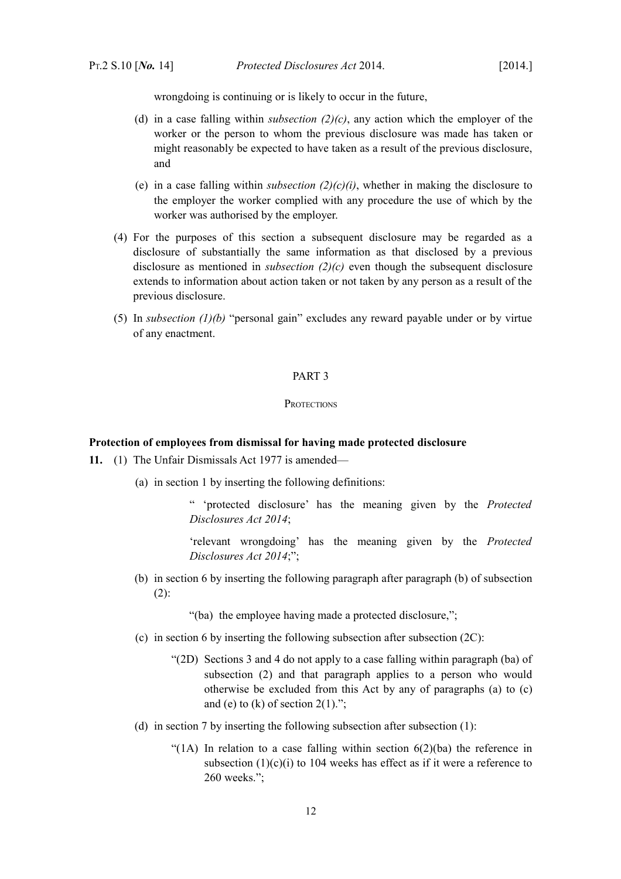wrongdoing is continuing or is likely to occur in the future,

(d) in a case falling within *subsection (2)(c)*, any action which the employer of the worker or the person to whom the previous disclosure was made has taken or might reasonably be expected to have taken as a result of the previous disclosure, and

(e) in a case falling within *subsection (2)(c)(i)*, whether in making the disclosure to the employer the worker complied with any procedure the use of which by the worker was authorised by the employer.

(4) For the purposes of this section a subsequent disclosure may be regarded as a disclosure of substantially the same information as that disclosed by a previous disclosure as mentioned in *subsection (2)(c)* even though the subsequent disclosure extends to information about action taken or not taken by any person as a result of the previous disclosure.

(5) In *subsection (1)(b)* "personal gain" excludes any reward payable under or by virtue of any enactment.

## PART 3

### Protections

**Protection of employees from dismissal for having made protected disclosure**

**11.** (1) The Unfair Dismissals Act 1977 is amended—

(a) in section 1 by inserting the following definitions:

> " 'protected disclosure' has the meaning given by the *Protected Disclosures Act 2014*;
>
> 'relevant wrongdoing' has the meaning given by the *Protected Disclosures Act 2014*;";

(b) in section 6 by inserting the following paragraph after paragraph (b) of subsection (2):

> "(ba) the employee having made a protected disclosure,";

(c) in section 6 by inserting the following subsection after subsection (2C):

> "(2D) Sections 3 and 4 do not apply to a case falling within paragraph (ba) of subsection (2) and that paragraph applies to a person who would otherwise be excluded from this Act by any of paragraphs (a) to (c) and (e) to (k) of section 2(1).";

(d) in section 7 by inserting the following subsection after subsection (1):

> "(1A) In relation to a case falling within section 6(2)(ba) the reference in subsection (1)(c)(i) to 104 weeks has effect as if it were a reference to 260 weeks.";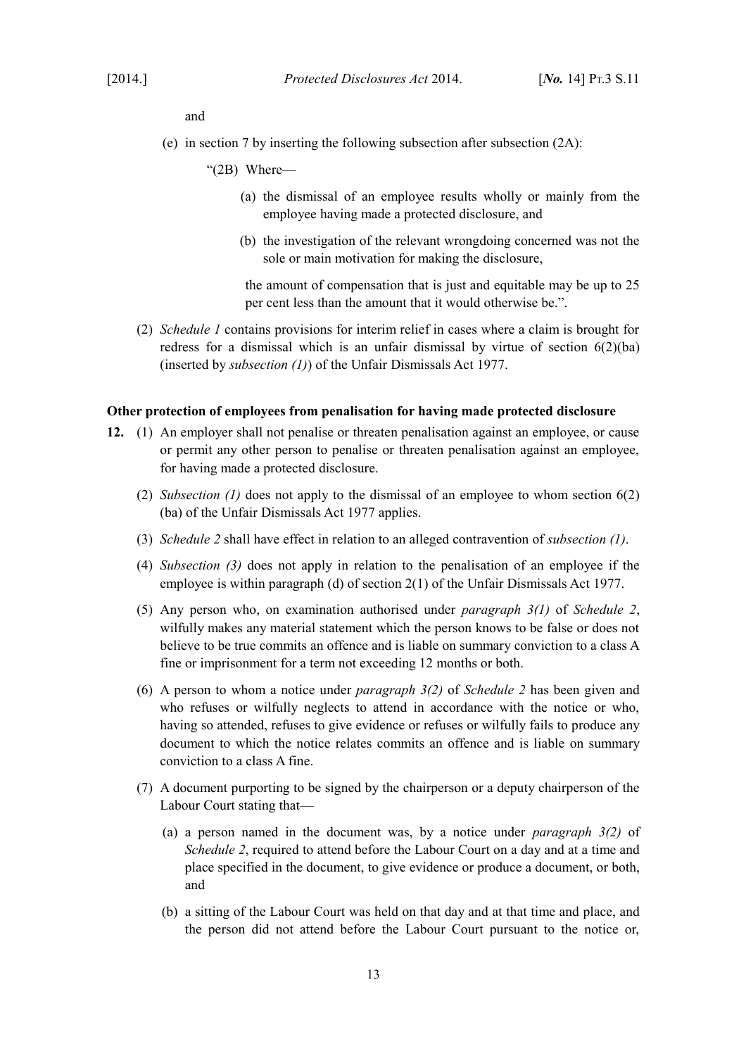and

(e) in section 7 by inserting the following subsection after subsection (2A):

> "(2B) Where—
>
> (a) the dismissal of an employee results wholly or mainly from the employee having made a protected disclosure, and
>
> (b) the investigation of the relevant wrongdoing concerned was not the sole or main motivation for making the disclosure,
>
> the amount of compensation that is just and equitable may be up to 25 per cent less than the amount that it would otherwise be.".

(2) *Schedule 1* contains provisions for interim relief in cases where a claim is brought for redress for a dismissal which is an unfair dismissal by virtue of section 6(2)(ba) (inserted by *subsection (1)*) of the Unfair Dismissals Act 1977.

**Other protection of employees from penalisation for having made protected disclosure**

**12.** (1) An employer shall not penalise or threaten penalisation against an employee, or cause or permit any other person to penalise or threaten penalisation against an employee, for having made a protected disclosure.

(2) *Subsection (1)* does not apply to the dismissal of an employee to whom section 6(2) (ba) of the Unfair Dismissals Act 1977 applies.

(3) *Schedule 2* shall have effect in relation to an alleged contravention of *subsection (1)*.

(4) *Subsection (3)* does not apply in relation to the penalisation of an employee if the employee is within paragraph (d) of section 2(1) of the Unfair Dismissals Act 1977.

(5) Any person who, on examination authorised under *paragraph 3(1)* of *Schedule 2*, wilfully makes any material statement which the person knows to be false or does not believe to be true commits an offence and is liable on summary conviction to a class A fine or imprisonment for a term not exceeding 12 months or both.

(6) A person to whom a notice under *paragraph 3(2)* of *Schedule 2* has been given and who refuses or wilfully neglects to attend in accordance with the notice or who, having so attended, refuses to give evidence or refuses or wilfully fails to produce any document to which the notice relates commits an offence and is liable on summary conviction to a class A fine.

(7) A document purporting to be signed by the chairperson or a deputy chairperson of the Labour Court stating that—

(a) a person named in the document was, by a notice under *paragraph 3(2)* of *Schedule 2*, required to attend before the Labour Court on a day and at a time and place specified in the document, to give evidence or produce a document, or both, and

(b) a sitting of the Labour Court was held on that day and at that time and place, and the person did not attend before the Labour Court pursuant to the notice or,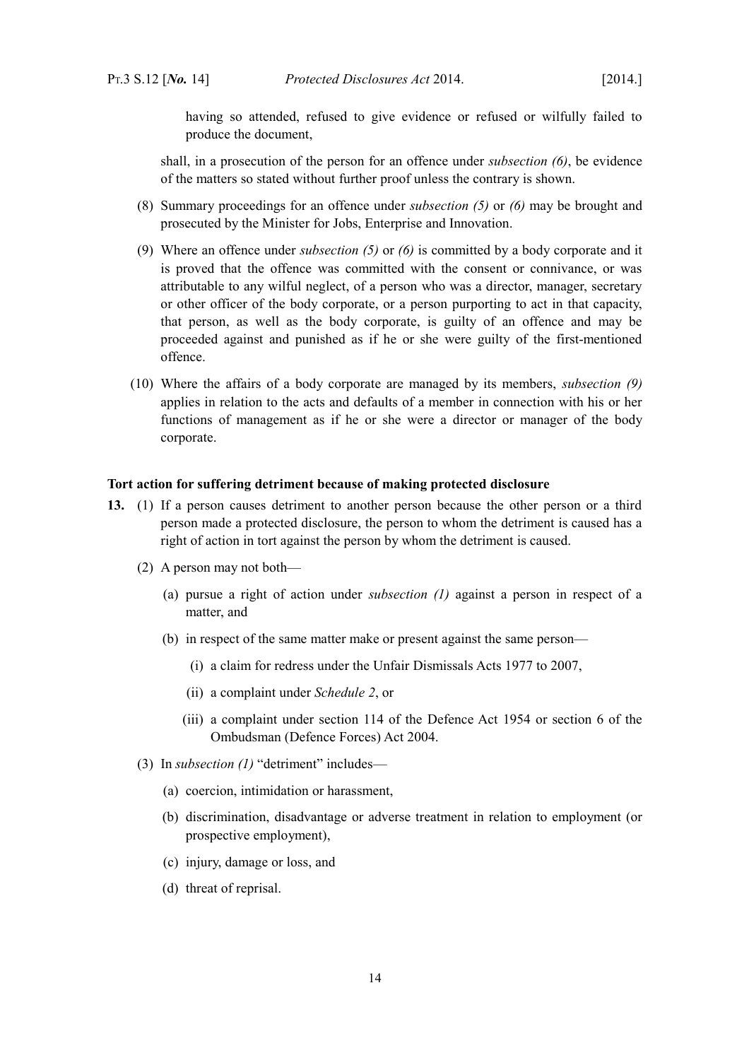having so attended, refused to give evidence or refused or wilfully failed to produce the document,

shall, in a prosecution of the person for an offence under *subsection (6)*, be evidence of the matters so stated without further proof unless the contrary is shown.

(8) Summary proceedings for an offence under *subsection (5)* or *(6)* may be brought and prosecuted by the Minister for Jobs, Enterprise and Innovation.

(9) Where an offence under *subsection (5)* or *(6)* is committed by a body corporate and it is proved that the offence was committed with the consent or connivance, or was attributable to any wilful neglect, of a person who was a director, manager, secretary or other officer of the body corporate, or a person purporting to act in that capacity, that person, as well as the body corporate, is guilty of an offence and may be proceeded against and punished as if he or she were guilty of the first-mentioned offence.

(10) Where the affairs of a body corporate are managed by its members, *subsection (9)* applies in relation to the acts and defaults of a member in connection with his or her functions of management as if he or she were a director or manager of the body corporate.

**Tort action for suffering detriment because of making protected disclosure**

**13.** (1) If a person causes detriment to another person because the other person or a third person made a protected disclosure, the person to whom the detriment is caused has a right of action in tort against the person by whom the detriment is caused.

(2) A person may not both—

(a) pursue a right of action under *subsection (1)* against a person in respect of a matter, and

(b) in respect of the same matter make or present against the same person—

(i) a claim for redress under the Unfair Dismissals Acts 1977 to 2007,

(ii) a complaint under *Schedule 2*, or

(iii) a complaint under section 114 of the Defence Act 1954 or section 6 of the Ombudsman (Defence Forces) Act 2004.

(3) In *subsection (1)* "detriment" includes—

(a) coercion, intimidation or harassment,

(b) discrimination, disadvantage or adverse treatment in relation to employment (or prospective employment),

(c) injury, damage or loss, and

(d) threat of reprisal.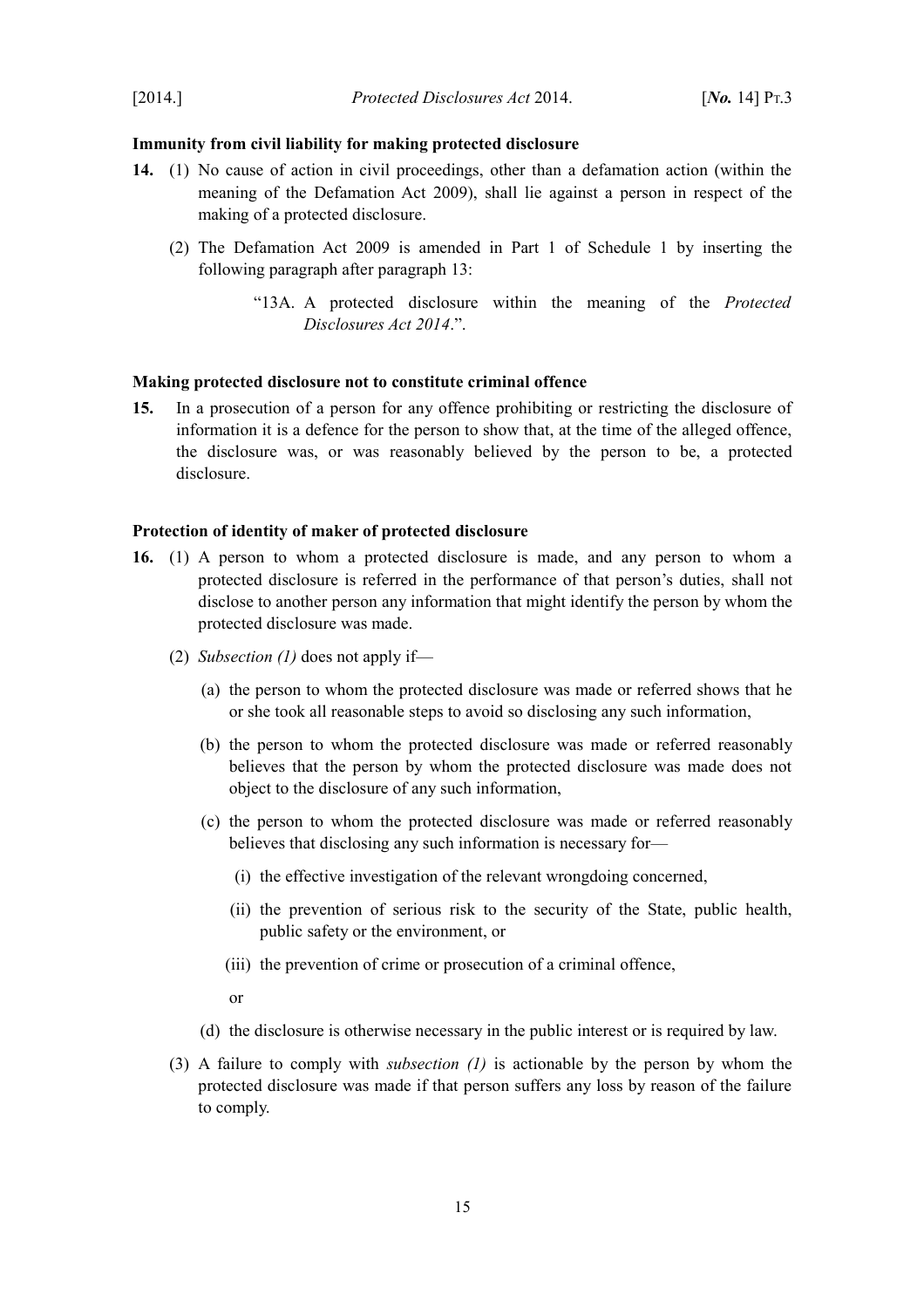**Immunity from civil liability for making protected disclosure**

**14.** (1) No cause of action in civil proceedings, other than a defamation action (within the meaning of the Defamation Act 2009), shall lie against a person in respect of the making of a protected disclosure.

(2) The Defamation Act 2009 is amended in Part 1 of Schedule 1 by inserting the following paragraph after paragraph 13:

> "13A. A protected disclosure within the meaning of the *Protected Disclosures Act 2014*.".

**Making protected disclosure not to constitute criminal offence**

**15.** In a prosecution of a person for any offence prohibiting or restricting the disclosure of information it is a defence for the person to show that, at the time of the alleged offence, the disclosure was, or was reasonably believed by the person to be, a protected disclosure.

**Protection of identity of maker of protected disclosure**

**16.** (1) A person to whom a protected disclosure is made, and any person to whom a protected disclosure is referred in the performance of that person's duties, shall not disclose to another person any information that might identify the person by whom the protected disclosure was made.

(2) *Subsection (1)* does not apply if—

(a) the person to whom the protected disclosure was made or referred shows that he or she took all reasonable steps to avoid so disclosing any such information,

(b) the person to whom the protected disclosure was made or referred reasonably believes that the person by whom the protected disclosure was made does not object to the disclosure of any such information,

(c) the person to whom the protected disclosure was made or referred reasonably believes that disclosing any such information is necessary for—

(i) the effective investigation of the relevant wrongdoing concerned,

(ii) the prevention of serious risk to the security of the State, public health, public safety or the environment, or

(iii) the prevention of crime or prosecution of a criminal offence,

or

(d) the disclosure is otherwise necessary in the public interest or is required by law.

(3) A failure to comply with *subsection (1)* is actionable by the person by whom the protected disclosure was made if that person suffers any loss by reason of the failure to comply.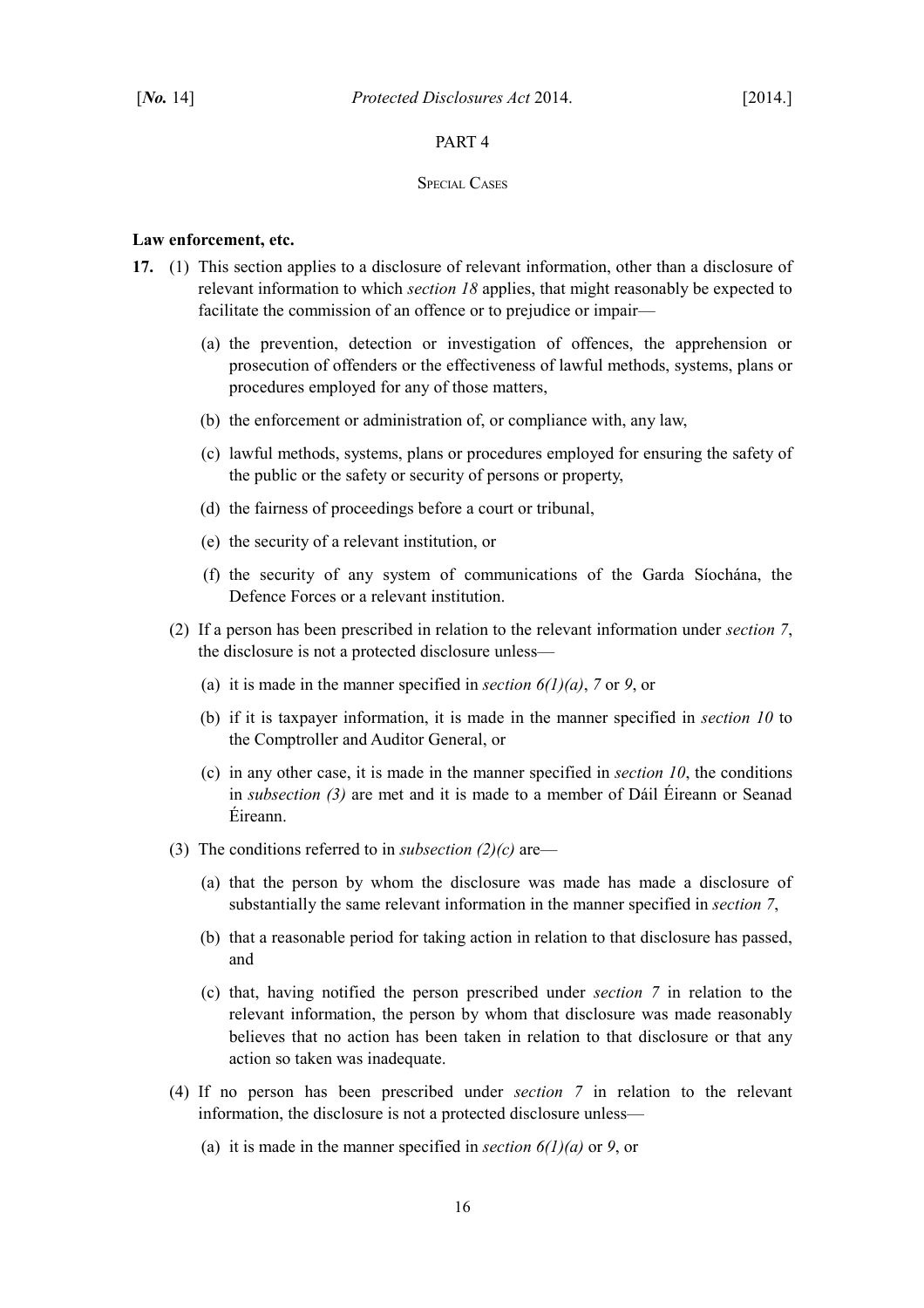PART 4

SPECIAL CASES

**Law enforcement, etc.**

**17.** (1) This section applies to a disclosure of relevant information, other than a disclosure of relevant information to which *section 18* applies, that might reasonably be expected to facilitate the commission of an offence or to prejudice or impair—

(a) the prevention, detection or investigation of offences, the apprehension or prosecution of offenders or the effectiveness of lawful methods, systems, plans or procedures employed for any of those matters,

(b) the enforcement or administration of, or compliance with, any law,

(c) lawful methods, systems, plans or procedures employed for ensuring the safety of the public or the safety or security of persons or property,

(d) the fairness of proceedings before a court or tribunal,

(e) the security of a relevant institution, or

(f) the security of any system of communications of the Garda Síochána, the Defence Forces or a relevant institution.

(2) If a person has been prescribed in relation to the relevant information under *section 7*, the disclosure is not a protected disclosure unless—

(a) it is made in the manner specified in *section 6(1)(a)*, *7* or *9*, or

(b) if it is taxpayer information, it is made in the manner specified in *section 10* to the Comptroller and Auditor General, or

(c) in any other case, it is made in the manner specified in *section 10*, the conditions in *subsection (3)* are met and it is made to a member of Dáil Éireann or Seanad Éireann.

(3) The conditions referred to in *subsection (2)(c)* are—

(a) that the person by whom the disclosure was made has made a disclosure of substantially the same relevant information in the manner specified in *section 7*,

(b) that a reasonable period for taking action in relation to that disclosure has passed, and

(c) that, having notified the person prescribed under *section 7* in relation to the relevant information, the person by whom that disclosure was made reasonably believes that no action has been taken in relation to that disclosure or that any action so taken was inadequate.

(4) If no person has been prescribed under *section 7* in relation to the relevant information, the disclosure is not a protected disclosure unless—

(a) it is made in the manner specified in *section 6(1)(a)* or *9*, or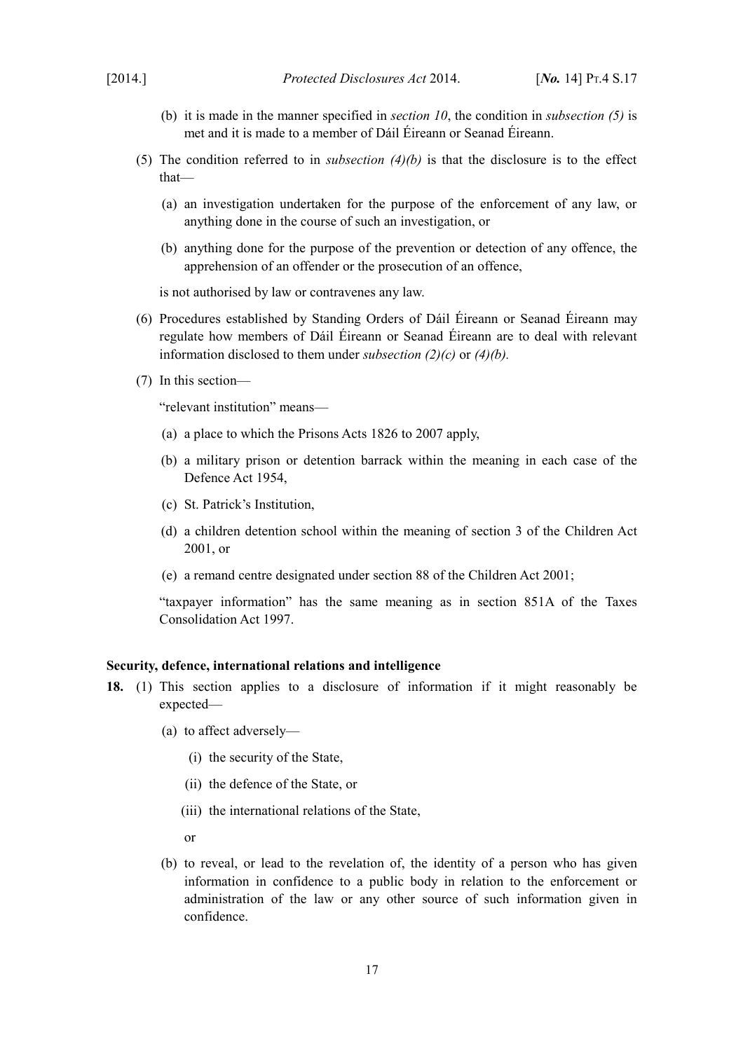(b) it is made in the manner specified in *section 10*, the condition in *subsection (5)* is met and it is made to a member of Dáil Éireann or Seanad Éireann.

(5) The condition referred to in *subsection (4)(b)* is that the disclosure is to the effect that—

(a) an investigation undertaken for the purpose of the enforcement of any law, or anything done in the course of such an investigation, or

(b) anything done for the purpose of the prevention or detection of any offence, the apprehension of an offender or the prosecution of an offence,

is not authorised by law or contravenes any law.

(6) Procedures established by Standing Orders of Dáil Éireann or Seanad Éireann may regulate how members of Dáil Éireann or Seanad Éireann are to deal with relevant information disclosed to them under *subsection (2)(c)* or *(4)(b).*

(7) In this section—

"relevant institution" means—

(a) a place to which the Prisons Acts 1826 to 2007 apply,

(b) a military prison or detention barrack within the meaning in each case of the Defence Act 1954,

(c) St. Patrick's Institution,

(d) a children detention school within the meaning of section 3 of the Children Act 2001, or

(e) a remand centre designated under section 88 of the Children Act 2001;

"taxpayer information" has the same meaning as in section 851A of the Taxes Consolidation Act 1997.

**Security, defence, international relations and intelligence**

**18.** (1) This section applies to a disclosure of information if it might reasonably be expected—

(a) to affect adversely—

(i) the security of the State,

(ii) the defence of the State, or

(iii) the international relations of the State,

or

(b) to reveal, or lead to the revelation of, the identity of a person who has given information in confidence to a public body in relation to the enforcement or administration of the law or any other source of such information given in confidence.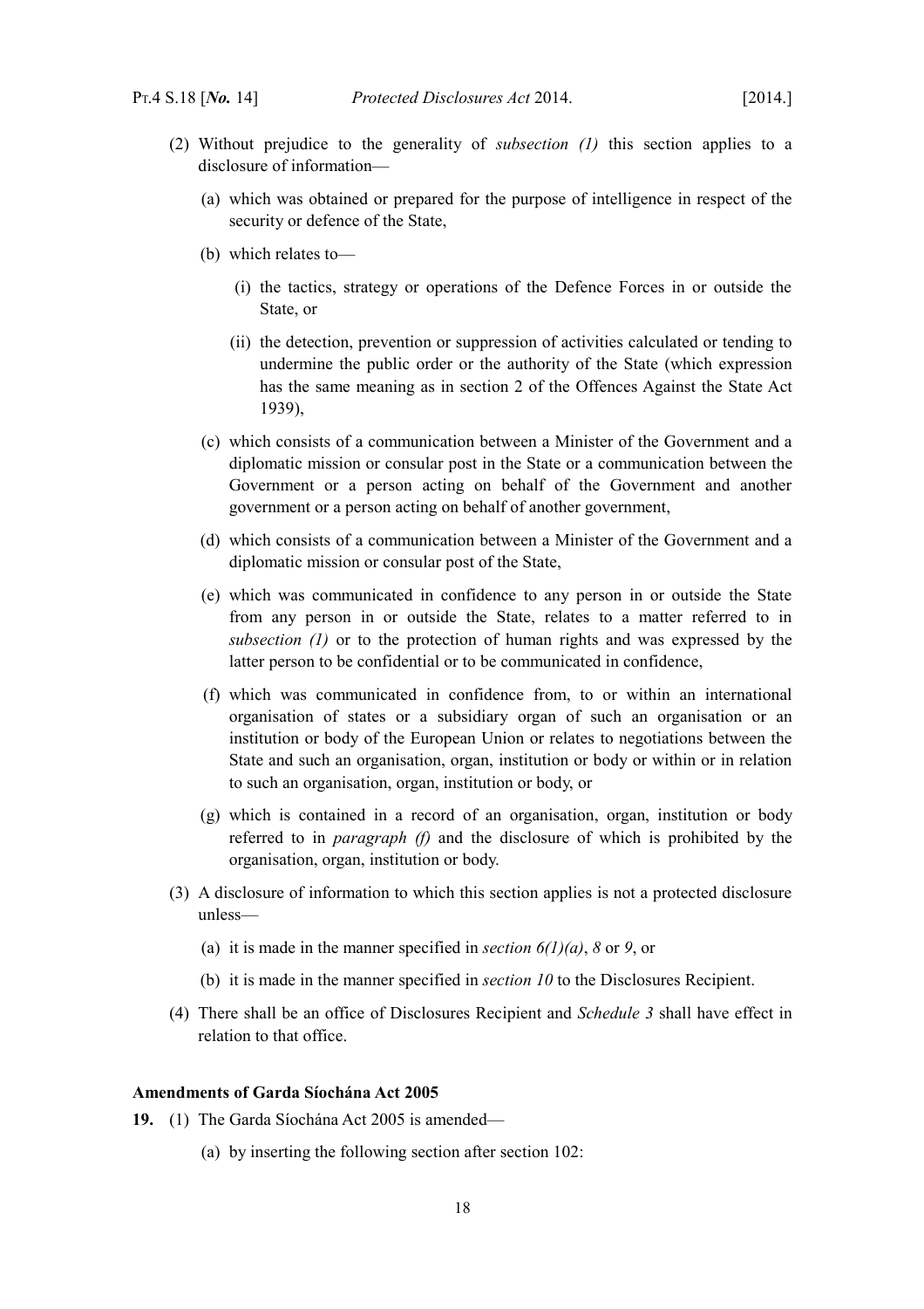(2) Without prejudice to the generality of *subsection (1)* this section applies to a disclosure of information—

(a) which was obtained or prepared for the purpose of intelligence in respect of the security or defence of the State,

(b) which relates to—

(i) the tactics, strategy or operations of the Defence Forces in or outside the State, or

(ii) the detection, prevention or suppression of activities calculated or tending to undermine the public order or the authority of the State (which expression has the same meaning as in section 2 of the Offences Against the State Act 1939),

(c) which consists of a communication between a Minister of the Government and a diplomatic mission or consular post in the State or a communication between the Government or a person acting on behalf of the Government and another government or a person acting on behalf of another government,

(d) which consists of a communication between a Minister of the Government and a diplomatic mission or consular post of the State,

(e) which was communicated in confidence to any person in or outside the State from any person in or outside the State, relates to a matter referred to in *subsection (1)* or to the protection of human rights and was expressed by the latter person to be confidential or to be communicated in confidence,

(f) which was communicated in confidence from, to or within an international organisation of states or a subsidiary organ of such an organisation or an institution or body of the European Union or relates to negotiations between the State and such an organisation, organ, institution or body or within or in relation to such an organisation, organ, institution or body, or

(g) which is contained in a record of an organisation, organ, institution or body referred to in *paragraph (f)* and the disclosure of which is prohibited by the organisation, organ, institution or body.

(3) A disclosure of information to which this section applies is not a protected disclosure unless—

(a) it is made in the manner specified in *section 6(1)(a)*, *8* or *9*, or

(b) it is made in the manner specified in *section 10* to the Disclosures Recipient.

(4) There shall be an office of Disclosures Recipient and *Schedule 3* shall have effect in relation to that office.

**Amendments of Garda Síochána Act 2005**

**19.** (1) The Garda Síochána Act 2005 is amended—

(a) by inserting the following section after section 102: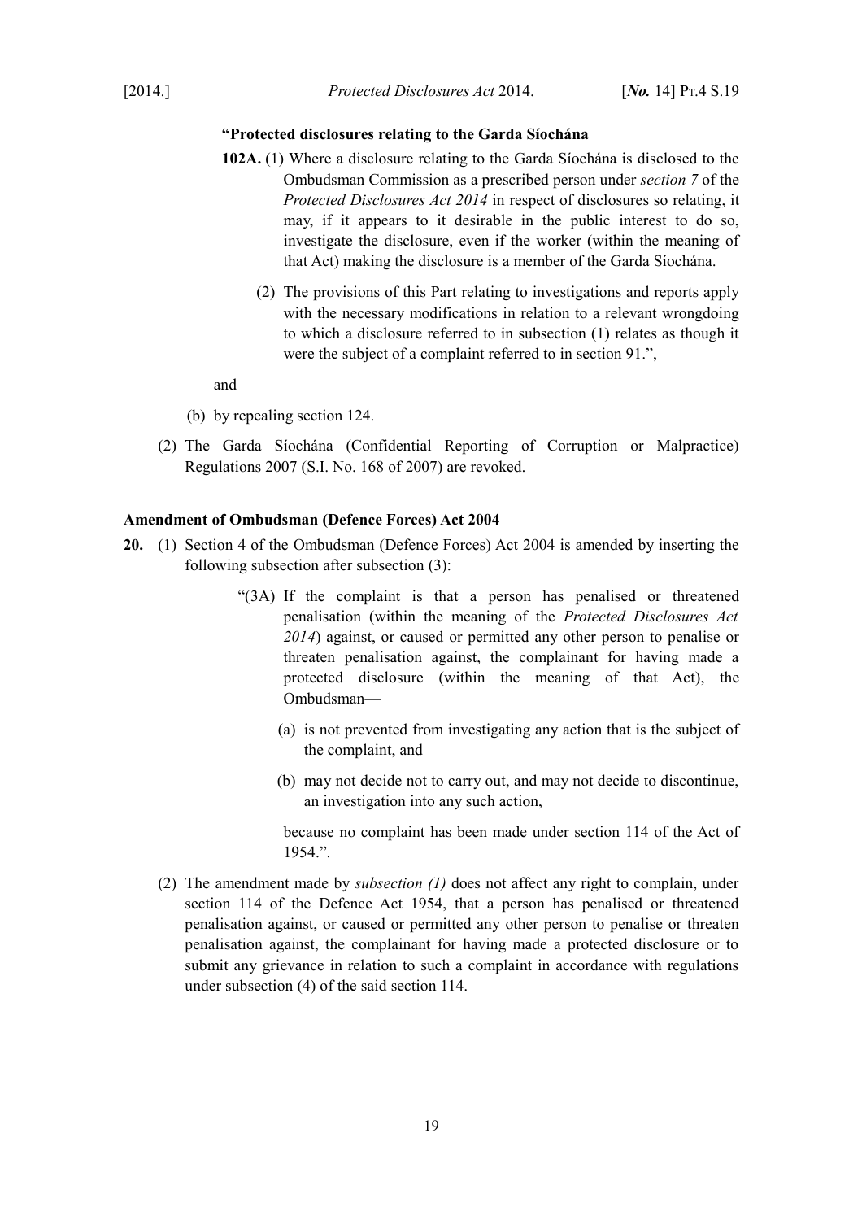**"Protected disclosures relating to the Garda Síochána**

**102A.** (1) Where a disclosure relating to the Garda Síochána is disclosed to the Ombudsman Commission as a prescribed person under *section 7* of the *Protected Disclosures Act 2014* in respect of disclosures so relating, it may, if it appears to it desirable in the public interest to do so, investigate the disclosure, even if the worker (within the meaning of that Act) making the disclosure is a member of the Garda Síochána.

(2) The provisions of this Part relating to investigations and reports apply with the necessary modifications in relation to a relevant wrongdoing to which a disclosure referred to in subsection (1) relates as though it were the subject of a complaint referred to in section 91.",

and

(b) by repealing section 124.

(2) The Garda Síochána (Confidential Reporting of Corruption or Malpractice) Regulations 2007 (S.I. No. 168 of 2007) are revoked.

**Amendment of Ombudsman (Defence Forces) Act 2004**

**20.** (1) Section 4 of the Ombudsman (Defence Forces) Act 2004 is amended by inserting the following subsection after subsection (3):

"(3A) If the complaint is that a person has penalised or threatened penalisation (within the meaning of the *Protected Disclosures Act 2014*) against, or caused or permitted any other person to penalise or threaten penalisation against, the complainant for having made a protected disclosure (within the meaning of that Act), the Ombudsman—

(a) is not prevented from investigating any action that is the subject of the complaint, and

(b) may not decide not to carry out, and may not decide to discontinue, an investigation into any such action,

because no complaint has been made under section 114 of the Act of 1954.".

(2) The amendment made by *subsection (1)* does not affect any right to complain, under section 114 of the Defence Act 1954, that a person has penalised or threatened penalisation against, or caused or permitted any other person to penalise or threaten penalisation against, the complainant for having made a protected disclosure or to submit any grievance in relation to such a complaint in accordance with regulations under subsection (4) of the said section 114.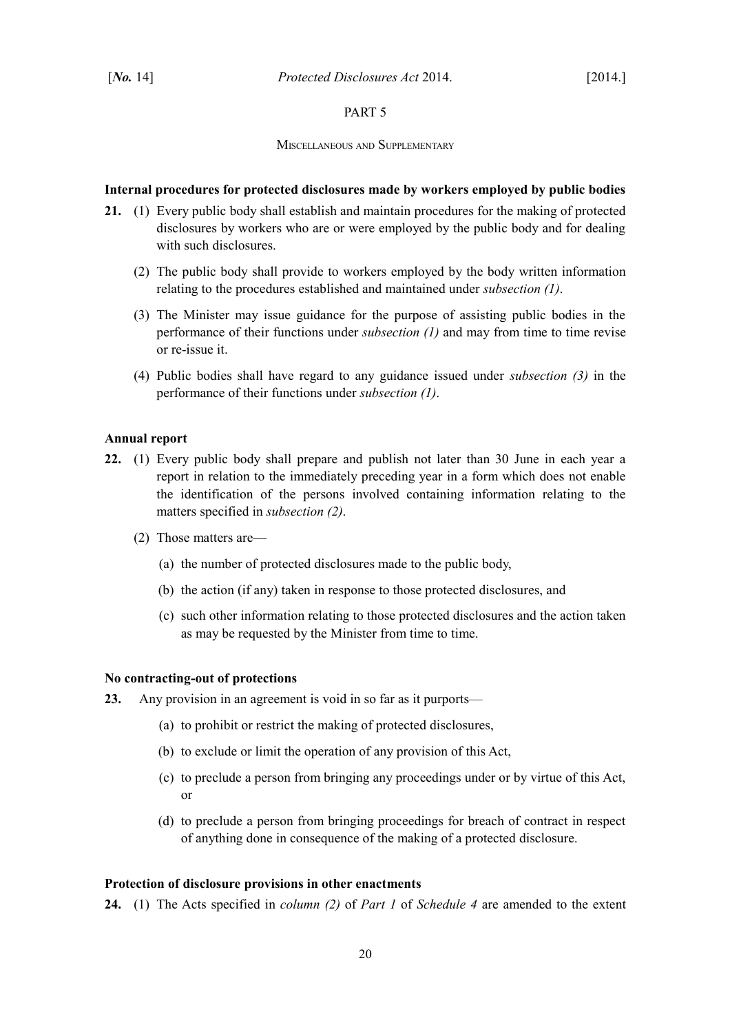PART 5

MISCELLANEOUS AND SUPPLEMENTARY

**Internal procedures for protected disclosures made by workers employed by public bodies**

**21.** (1) Every public body shall establish and maintain procedures for the making of protected disclosures by workers who are or were employed by the public body and for dealing with such disclosures.

(2) The public body shall provide to workers employed by the body written information relating to the procedures established and maintained under *subsection (1)*.

(3) The Minister may issue guidance for the purpose of assisting public bodies in the performance of their functions under *subsection (1)* and may from time to time revise or re-issue it.

(4) Public bodies shall have regard to any guidance issued under *subsection (3)* in the performance of their functions under *subsection (1)*.

**Annual report**

**22.** (1) Every public body shall prepare and publish not later than 30 June in each year a report in relation to the immediately preceding year in a form which does not enable the identification of the persons involved containing information relating to the matters specified in *subsection (2)*.

(2) Those matters are—

(a) the number of protected disclosures made to the public body,

(b) the action (if any) taken in response to those protected disclosures, and

(c) such other information relating to those protected disclosures and the action taken as may be requested by the Minister from time to time.

**No contracting-out of protections**

**23.** Any provision in an agreement is void in so far as it purports—

(a) to prohibit or restrict the making of protected disclosures,

(b) to exclude or limit the operation of any provision of this Act,

(c) to preclude a person from bringing any proceedings under or by virtue of this Act, or

(d) to preclude a person from bringing proceedings for breach of contract in respect of anything done in consequence of the making of a protected disclosure.

**Protection of disclosure provisions in other enactments**

**24.** (1) The Acts specified in *column (2)* of *Part 1* of *Schedule 4* are amended to the extent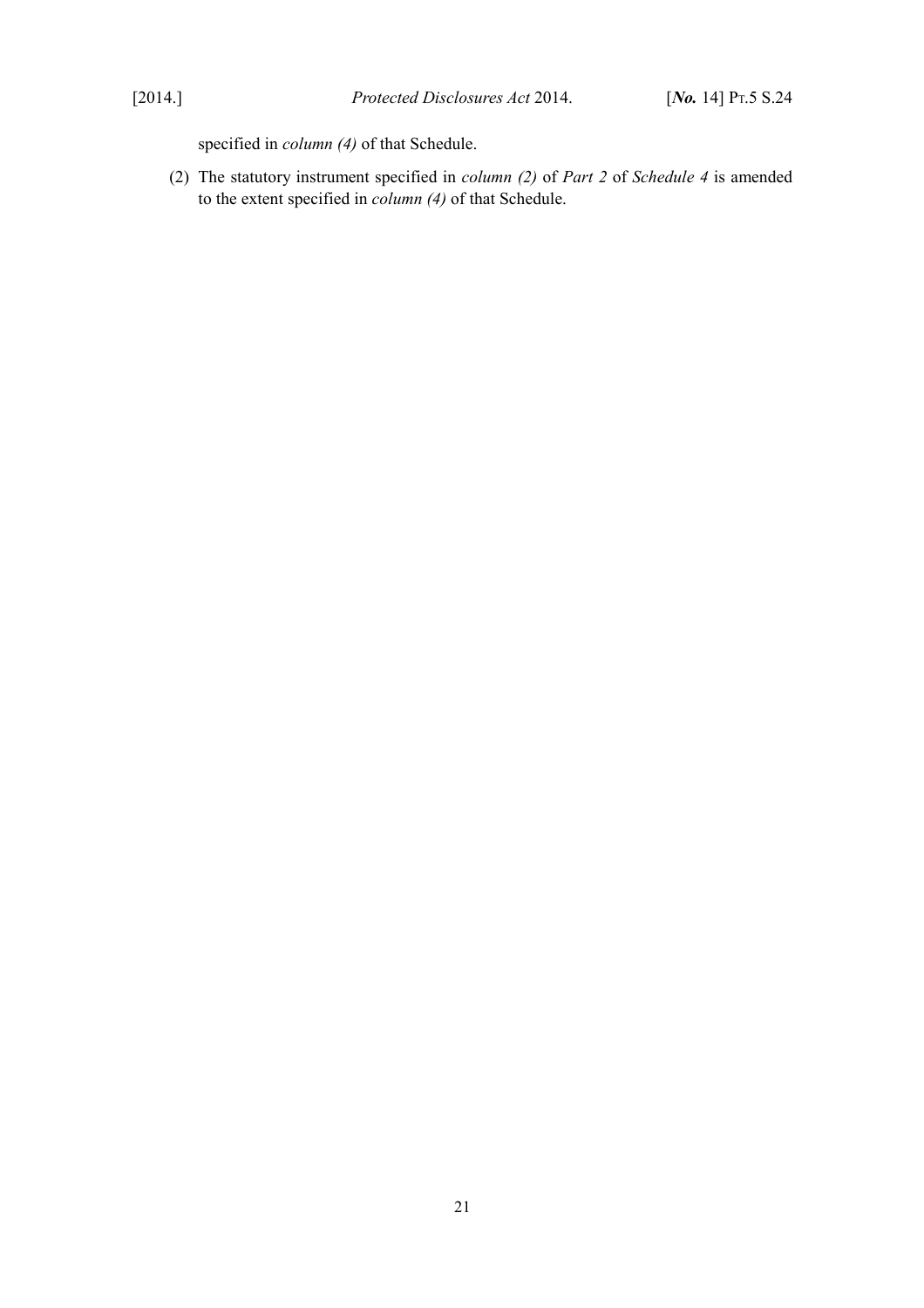specified in *column (4)* of that Schedule.

(2) The statutory instrument specified in *column (2)* of *Part 2* of *Schedule 4* is amended to the extent specified in *column (4)* of that Schedule.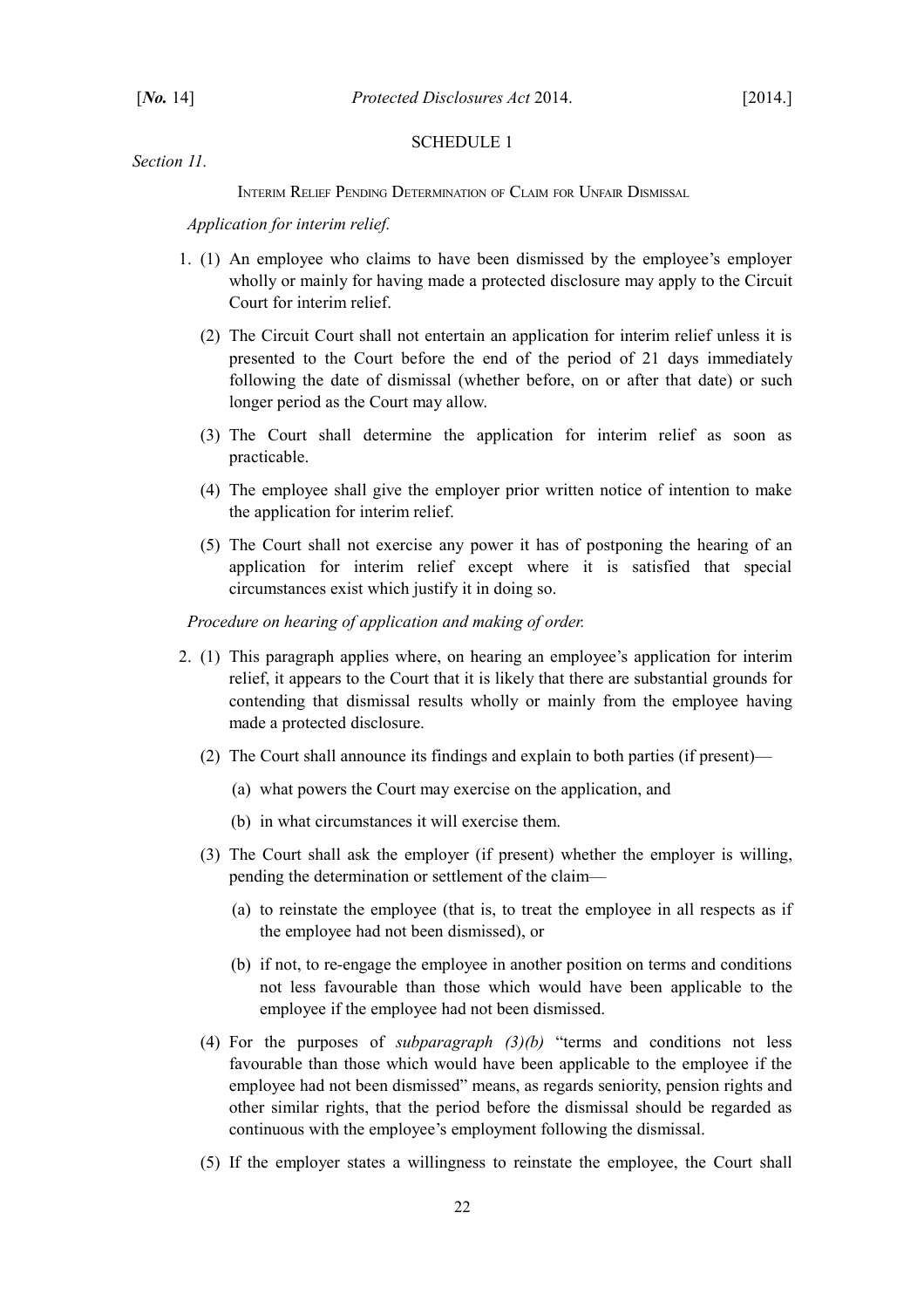## SCHEDULE 1

*Section 11.*

### Interim Relief Pending Determination of Claim for Unfair Dismissal

*Application for interim relief.*

1. (1) An employee who claims to have been dismissed by the employee's employer wholly or mainly for having made a protected disclosure may apply to the Circuit Court for interim relief.

   (2) The Circuit Court shall not entertain an application for interim relief unless it is presented to the Court before the end of the period of 21 days immediately following the date of dismissal (whether before, on or after that date) or such longer period as the Court may allow.

   (3) The Court shall determine the application for interim relief as soon as practicable.

   (4) The employee shall give the employer prior written notice of intention to make the application for interim relief.

   (5) The Court shall not exercise any power it has of postponing the hearing of an application for interim relief except where it is satisfied that special circumstances exist which justify it in doing so.

*Procedure on hearing of application and making of order.*

2. (1) This paragraph applies where, on hearing an employee's application for interim relief, it appears to the Court that it is likely that there are substantial grounds for contending that dismissal results wholly or mainly from the employee having made a protected disclosure.

   (2) The Court shall announce its findings and explain to both parties (if present)—

   (a) what powers the Court may exercise on the application, and

   (b) in what circumstances it will exercise them.

   (3) The Court shall ask the employer (if present) whether the employer is willing, pending the determination or settlement of the claim—

   (a) to reinstate the employee (that is, to treat the employee in all respects as if the employee had not been dismissed), or

   (b) if not, to re-engage the employee in another position on terms and conditions not less favourable than those which would have been applicable to the employee if the employee had not been dismissed.

   (4) For the purposes of *subparagraph (3)(b)* "terms and conditions not less favourable than those which would have been applicable to the employee if the employee had not been dismissed" means, as regards seniority, pension rights and other similar rights, that the period before the dismissal should be regarded as continuous with the employee's employment following the dismissal.

   (5) If the employer states a willingness to reinstate the employee, the Court shall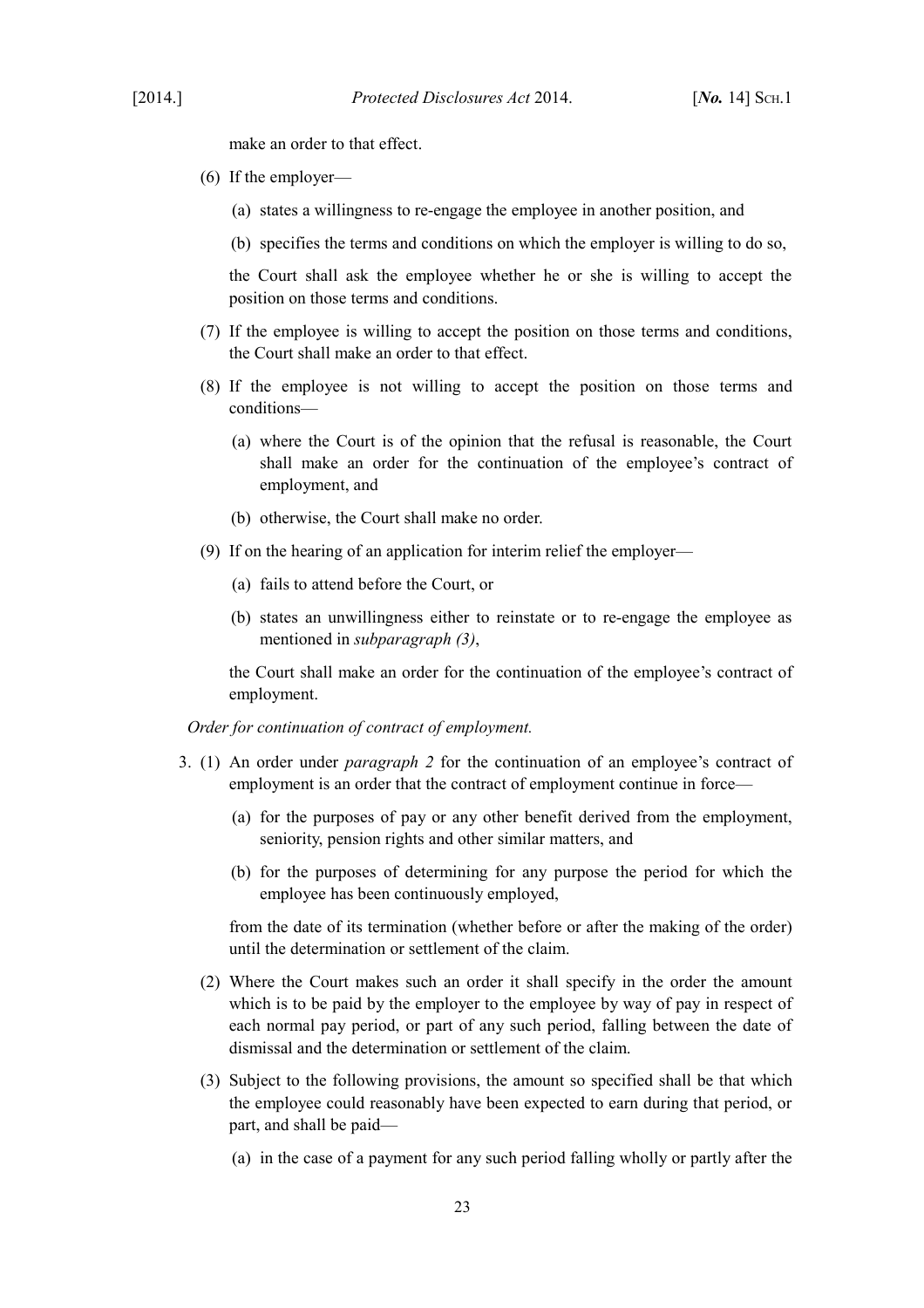make an order to that effect.

(6) If the employer—

(a) states a willingness to re-engage the employee in another position, and

(b) specifies the terms and conditions on which the employer is willing to do so,

the Court shall ask the employee whether he or she is willing to accept the position on those terms and conditions.

(7) If the employee is willing to accept the position on those terms and conditions, the Court shall make an order to that effect.

(8) If the employee is not willing to accept the position on those terms and conditions—

(a) where the Court is of the opinion that the refusal is reasonable, the Court shall make an order for the continuation of the employee's contract of employment, and

(b) otherwise, the Court shall make no order.

(9) If on the hearing of an application for interim relief the employer—

(a) fails to attend before the Court, or

(b) states an unwillingness either to reinstate or to re-engage the employee as mentioned in *subparagraph (3)*,

the Court shall make an order for the continuation of the employee's contract of employment.

*Order for continuation of contract of employment.*

3. (1) An order under *paragraph 2* for the continuation of an employee's contract of employment is an order that the contract of employment continue in force—

(a) for the purposes of pay or any other benefit derived from the employment, seniority, pension rights and other similar matters, and

(b) for the purposes of determining for any purpose the period for which the employee has been continuously employed,

from the date of its termination (whether before or after the making of the order) until the determination or settlement of the claim.

(2) Where the Court makes such an order it shall specify in the order the amount which is to be paid by the employer to the employee by way of pay in respect of each normal pay period, or part of any such period, falling between the date of dismissal and the determination or settlement of the claim.

(3) Subject to the following provisions, the amount so specified shall be that which the employee could reasonably have been expected to earn during that period, or part, and shall be paid—

(a) in the case of a payment for any such period falling wholly or partly after the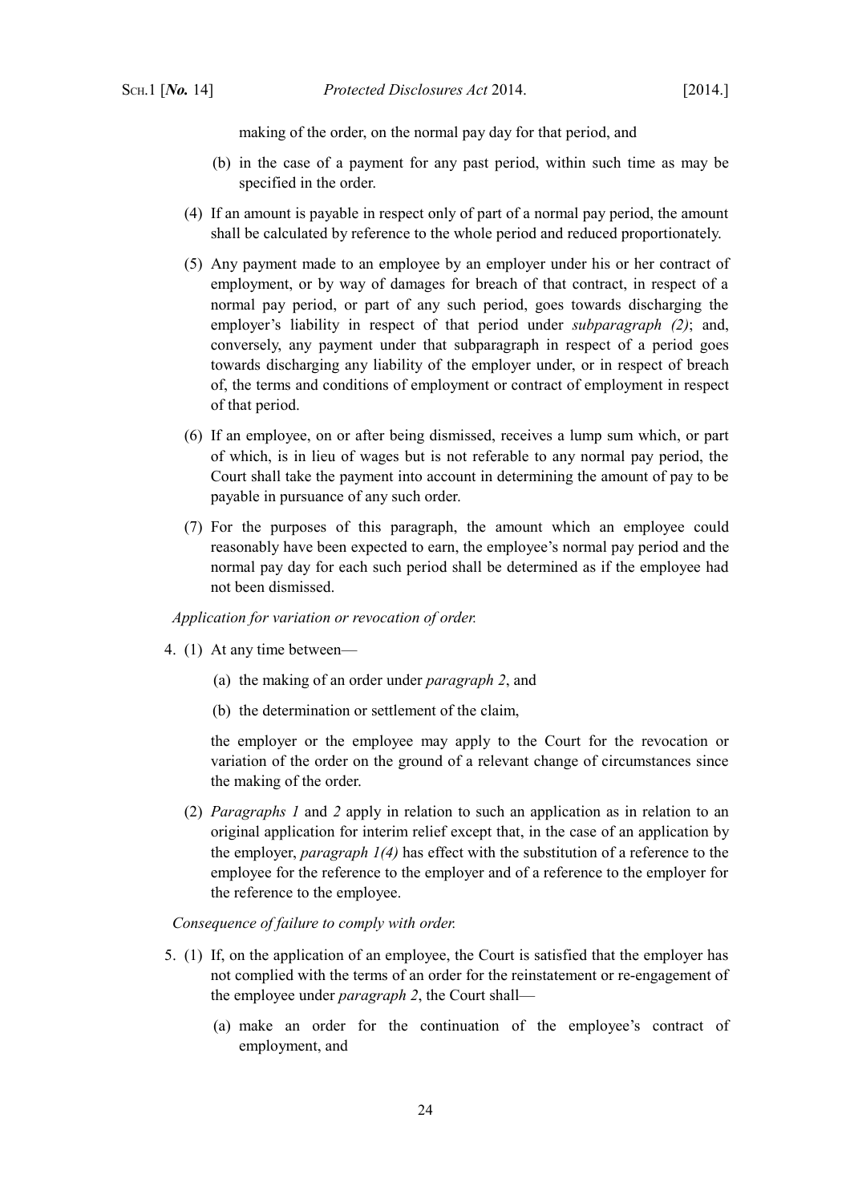making of the order, on the normal pay day for that period, and

(b) in the case of a payment for any past period, within such time as may be specified in the order.

(4) If an amount is payable in respect only of part of a normal pay period, the amount shall be calculated by reference to the whole period and reduced proportionately.

(5) Any payment made to an employee by an employer under his or her contract of employment, or by way of damages for breach of that contract, in respect of a normal pay period, or part of any such period, goes towards discharging the employer's liability in respect of that period under *subparagraph (2)*; and, conversely, any payment under that subparagraph in respect of a period goes towards discharging any liability of the employer under, or in respect of breach of, the terms and conditions of employment or contract of employment in respect of that period.

(6) If an employee, on or after being dismissed, receives a lump sum which, or part of which, is in lieu of wages but is not referable to any normal pay period, the Court shall take the payment into account in determining the amount of pay to be payable in pursuance of any such order.

(7) For the purposes of this paragraph, the amount which an employee could reasonably have been expected to earn, the employee's normal pay period and the normal pay day for each such period shall be determined as if the employee had not been dismissed.

*Application for variation or revocation of order.*

4. (1) At any time between—

(a) the making of an order under *paragraph 2*, and

(b) the determination or settlement of the claim,

the employer or the employee may apply to the Court for the revocation or variation of the order on the ground of a relevant change of circumstances since the making of the order.

(2) *Paragraphs 1* and *2* apply in relation to such an application as in relation to an original application for interim relief except that, in the case of an application by the employer, *paragraph 1(4)* has effect with the substitution of a reference to the employee for the reference to the employer and of a reference to the employer for the reference to the employee.

*Consequence of failure to comply with order.*

5. (1) If, on the application of an employee, the Court is satisfied that the employer has not complied with the terms of an order for the reinstatement or re-engagement of the employee under *paragraph 2*, the Court shall—

(a) make an order for the continuation of the employee's contract of employment, and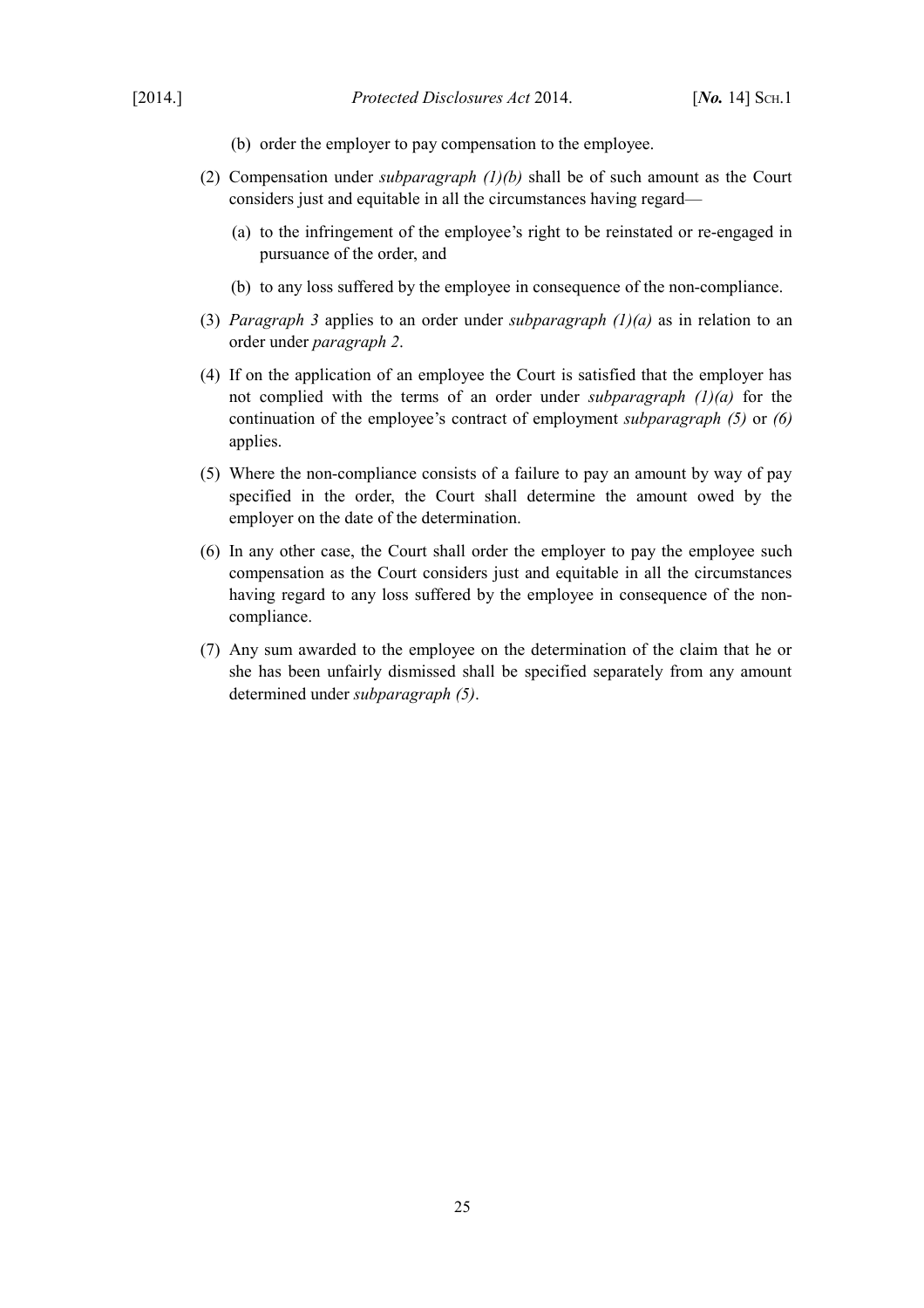(b) order the employer to pay compensation to the employee.

(2) Compensation under *subparagraph (1)(b)* shall be of such amount as the Court considers just and equitable in all the circumstances having regard—

(a) to the infringement of the employee's right to be reinstated or re-engaged in pursuance of the order, and

(b) to any loss suffered by the employee in consequence of the non-compliance.

(3) *Paragraph 3* applies to an order under *subparagraph (1)(a)* as in relation to an order under *paragraph 2*.

(4) If on the application of an employee the Court is satisfied that the employer has not complied with the terms of an order under *subparagraph (1)(a)* for the continuation of the employee's contract of employment *subparagraph (5)* or *(6)* applies.

(5) Where the non-compliance consists of a failure to pay an amount by way of pay specified in the order, the Court shall determine the amount owed by the employer on the date of the determination.

(6) In any other case, the Court shall order the employer to pay the employee such compensation as the Court considers just and equitable in all the circumstances having regard to any loss suffered by the employee in consequence of the non-compliance.

(7) Any sum awarded to the employee on the determination of the claim that he or she has been unfairly dismissed shall be specified separately from any amount determined under *subparagraph (5)*.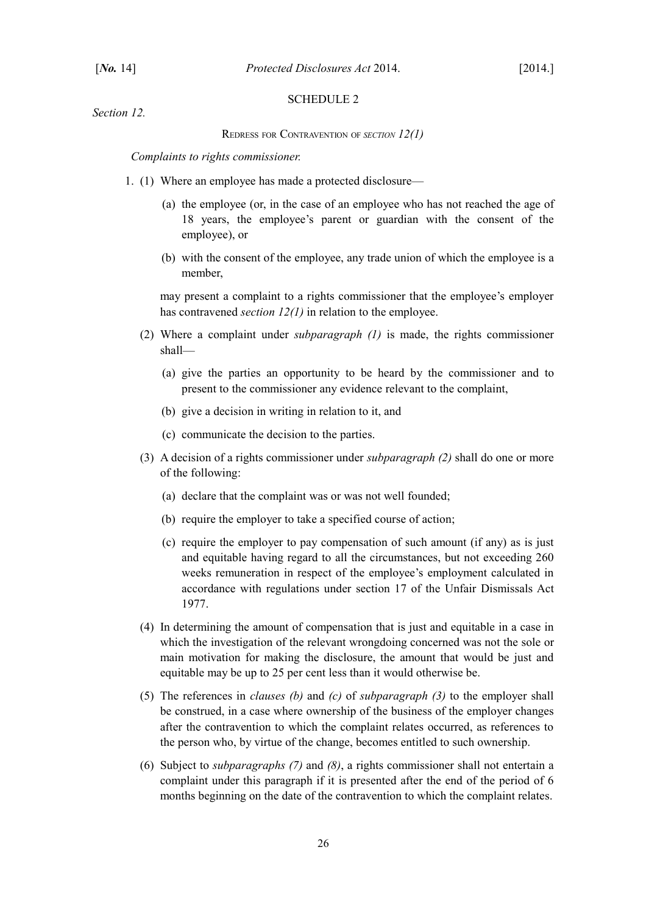## SCHEDULE 2

*Section 12.*

### Redress for Contravention of *section 12(1)*

*Complaints to rights commissioner.*

1. (1) Where an employee has made a protected disclosure—

   (a) the employee (or, in the case of an employee who has not reached the age of 18 years, the employee's parent or guardian with the consent of the employee), or

   (b) with the consent of the employee, any trade union of which the employee is a member,

   may present a complaint to a rights commissioner that the employee's employer has contravened *section 12(1)* in relation to the employee.

   (2) Where a complaint under *subparagraph (1)* is made, the rights commissioner shall—

   (a) give the parties an opportunity to be heard by the commissioner and to present to the commissioner any evidence relevant to the complaint,

   (b) give a decision in writing in relation to it, and

   (c) communicate the decision to the parties.

   (3) A decision of a rights commissioner under *subparagraph (2)* shall do one or more of the following:

   (a) declare that the complaint was or was not well founded;

   (b) require the employer to take a specified course of action;

   (c) require the employer to pay compensation of such amount (if any) as is just and equitable having regard to all the circumstances, but not exceeding 260 weeks remuneration in respect of the employee's employment calculated in accordance with regulations under section 17 of the Unfair Dismissals Act 1977.

   (4) In determining the amount of compensation that is just and equitable in a case in which the investigation of the relevant wrongdoing concerned was not the sole or main motivation for making the disclosure, the amount that would be just and equitable may be up to 25 per cent less than it would otherwise be.

   (5) The references in *clauses (b)* and *(c)* of *subparagraph (3)* to the employer shall be construed, in a case where ownership of the business of the employer changes after the contravention to which the complaint relates occurred, as references to the person who, by virtue of the change, becomes entitled to such ownership.

   (6) Subject to *subparagraphs (7)* and *(8)*, a rights commissioner shall not entertain a complaint under this paragraph if it is presented after the end of the period of 6 months beginning on the date of the contravention to which the complaint relates.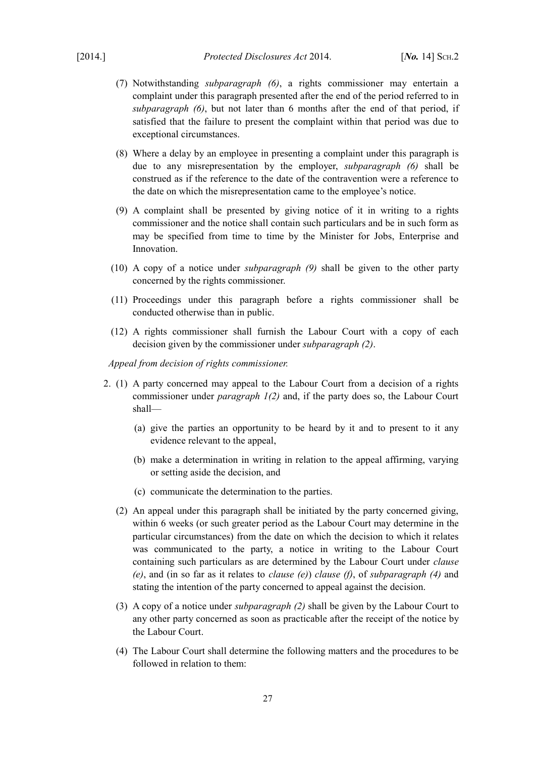(7) Notwithstanding *subparagraph (6)*, a rights commissioner may entertain a complaint under this paragraph presented after the end of the period referred to in *subparagraph (6)*, but not later than 6 months after the end of that period, if satisfied that the failure to present the complaint within that period was due to exceptional circumstances.

(8) Where a delay by an employee in presenting a complaint under this paragraph is due to any misrepresentation by the employer, *subparagraph (6)* shall be construed as if the reference to the date of the contravention were a reference to the date on which the misrepresentation came to the employee's notice.

(9) A complaint shall be presented by giving notice of it in writing to a rights commissioner and the notice shall contain such particulars and be in such form as may be specified from time to time by the Minister for Jobs, Enterprise and Innovation.

(10) A copy of a notice under *subparagraph (9)* shall be given to the other party concerned by the rights commissioner.

(11) Proceedings under this paragraph before a rights commissioner shall be conducted otherwise than in public.

(12) A rights commissioner shall furnish the Labour Court with a copy of each decision given by the commissioner under *subparagraph (2)*.

*Appeal from decision of rights commissioner.*

2. (1) A party concerned may appeal to the Labour Court from a decision of a rights commissioner under *paragraph 1(2)* and, if the party does so, the Labour Court shall—

   (a) give the parties an opportunity to be heard by it and to present to it any evidence relevant to the appeal,

   (b) make a determination in writing in relation to the appeal affirming, varying or setting aside the decision, and

   (c) communicate the determination to the parties.

(2) An appeal under this paragraph shall be initiated by the party concerned giving, within 6 weeks (or such greater period as the Labour Court may determine in the particular circumstances) from the date on which the decision to which it relates was communicated to the party, a notice in writing to the Labour Court containing such particulars as are determined by the Labour Court under *clause (e)*, and (in so far as it relates to *clause (e)*) *clause (f)*, of *subparagraph (4)* and stating the intention of the party concerned to appeal against the decision.

(3) A copy of a notice under *subparagraph (2)* shall be given by the Labour Court to any other party concerned as soon as practicable after the receipt of the notice by the Labour Court.

(4) The Labour Court shall determine the following matters and the procedures to be followed in relation to them: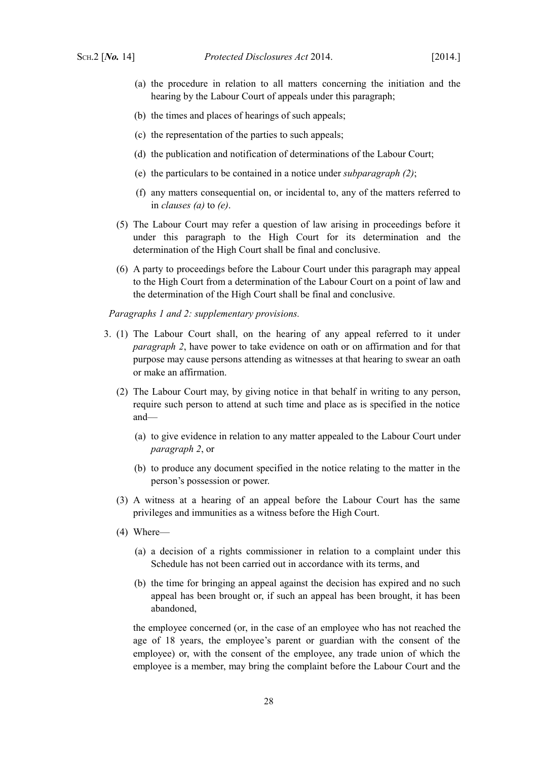(a) the procedure in relation to all matters concerning the initiation and the hearing by the Labour Court of appeals under this paragraph;

(b) the times and places of hearings of such appeals;

(c) the representation of the parties to such appeals;

(d) the publication and notification of determinations of the Labour Court;

(e) the particulars to be contained in a notice under *subparagraph (2)*;

(f) any matters consequential on, or incidental to, any of the matters referred to in *clauses (a)* to *(e)*.

(5) The Labour Court may refer a question of law arising in proceedings before it under this paragraph to the High Court for its determination and the determination of the High Court shall be final and conclusive.

(6) A party to proceedings before the Labour Court under this paragraph may appeal to the High Court from a determination of the Labour Court on a point of law and the determination of the High Court shall be final and conclusive.

*Paragraphs 1 and 2: supplementary provisions.*

3. (1) The Labour Court shall, on the hearing of any appeal referred to it under *paragraph 2*, have power to take evidence on oath or on affirmation and for that purpose may cause persons attending as witnesses at that hearing to swear an oath or make an affirmation.

(2) The Labour Court may, by giving notice in that behalf in writing to any person, require such person to attend at such time and place as is specified in the notice and—

(a) to give evidence in relation to any matter appealed to the Labour Court under *paragraph 2*, or

(b) to produce any document specified in the notice relating to the matter in the person's possession or power.

(3) A witness at a hearing of an appeal before the Labour Court has the same privileges and immunities as a witness before the High Court.

(4) Where—

(a) a decision of a rights commissioner in relation to a complaint under this Schedule has not been carried out in accordance with its terms, and

(b) the time for bringing an appeal against the decision has expired and no such appeal has been brought or, if such an appeal has been brought, it has been abandoned,

the employee concerned (or, in the case of an employee who has not reached the age of 18 years, the employee's parent or guardian with the consent of the employee) or, with the consent of the employee, any trade union of which the employee is a member, may bring the complaint before the Labour Court and the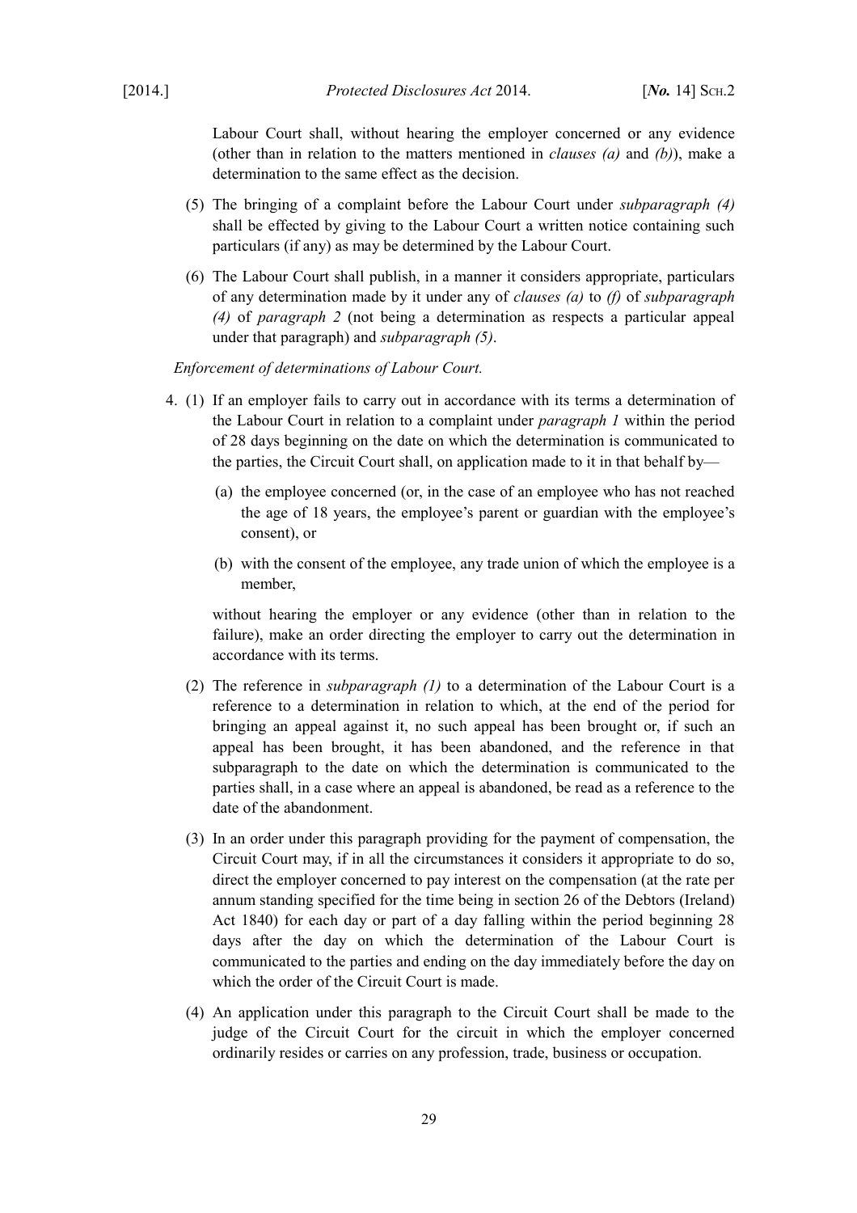Labour Court shall, without hearing the employer concerned or any evidence (other than in relation to the matters mentioned in *clauses (a)* and *(b)*), make a determination to the same effect as the decision.

(5) The bringing of a complaint before the Labour Court under *subparagraph (4)* shall be effected by giving to the Labour Court a written notice containing such particulars (if any) as may be determined by the Labour Court.

(6) The Labour Court shall publish, in a manner it considers appropriate, particulars of any determination made by it under any of *clauses (a)* to *(f)* of *subparagraph (4)* of *paragraph 2* (not being a determination as respects a particular appeal under that paragraph) and *subparagraph (5)*.

*Enforcement of determinations of Labour Court.*

4. (1) If an employer fails to carry out in accordance with its terms a determination of the Labour Court in relation to a complaint under *paragraph 1* within the period of 28 days beginning on the date on which the determination is communicated to the parties, the Circuit Court shall, on application made to it in that behalf by—

   (a) the employee concerned (or, in the case of an employee who has not reached the age of 18 years, the employee's parent or guardian with the employee's consent), or

   (b) with the consent of the employee, any trade union of which the employee is a member,

   without hearing the employer or any evidence (other than in relation to the failure), make an order directing the employer to carry out the determination in accordance with its terms.

(2) The reference in *subparagraph (1)* to a determination of the Labour Court is a reference to a determination in relation to which, at the end of the period for bringing an appeal against it, no such appeal has been brought or, if such an appeal has been brought, it has been abandoned, and the reference in that subparagraph to the date on which the determination is communicated to the parties shall, in a case where an appeal is abandoned, be read as a reference to the date of the abandonment.

(3) In an order under this paragraph providing for the payment of compensation, the Circuit Court may, if in all the circumstances it considers it appropriate to do so, direct the employer concerned to pay interest on the compensation (at the rate per annum standing specified for the time being in section 26 of the Debtors (Ireland) Act 1840) for each day or part of a day falling within the period beginning 28 days after the day on which the determination of the Labour Court is communicated to the parties and ending on the day immediately before the day on which the order of the Circuit Court is made.

(4) An application under this paragraph to the Circuit Court shall be made to the judge of the Circuit Court for the circuit in which the employer concerned ordinarily resides or carries on any profession, trade, business or occupation.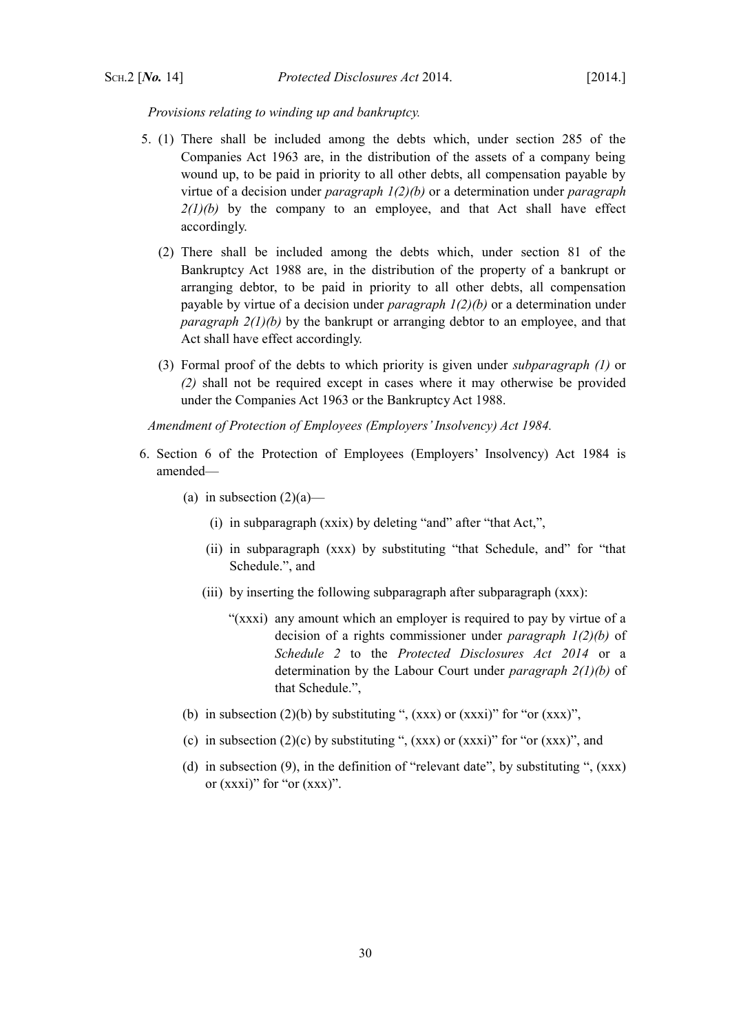*Provisions relating to winding up and bankruptcy.*

5. (1) There shall be included among the debts which, under section 285 of the Companies Act 1963 are, in the distribution of the assets of a company being wound up, to be paid in priority to all other debts, all compensation payable by virtue of a decision under *paragraph 1(2)(b)* or a determination under *paragraph 2(1)(b)* by the company to an employee, and that Act shall have effect accordingly.

   (2) There shall be included among the debts which, under section 81 of the Bankruptcy Act 1988 are, in the distribution of the property of a bankrupt or arranging debtor, to be paid in priority to all other debts, all compensation payable by virtue of a decision under *paragraph 1(2)(b)* or a determination under *paragraph 2(1)(b)* by the bankrupt or arranging debtor to an employee, and that Act shall have effect accordingly.

   (3) Formal proof of the debts to which priority is given under *subparagraph (1)* or *(2)* shall not be required except in cases where it may otherwise be provided under the Companies Act 1963 or the Bankruptcy Act 1988.

*Amendment of Protection of Employees (Employers' Insolvency) Act 1984.*

6. Section 6 of the Protection of Employees (Employers' Insolvency) Act 1984 is amended—

   (a) in subsection (2)(a)—

      (i) in subparagraph (xxix) by deleting "and" after "that Act,",

      (ii) in subparagraph (xxx) by substituting "that Schedule, and" for "that Schedule.", and

      (iii) by inserting the following subparagraph after subparagraph (xxx):

         "(xxxi) any amount which an employer is required to pay by virtue of a decision of a rights commissioner under *paragraph 1(2)(b)* of *Schedule 2* to the *Protected Disclosures Act 2014* or a determination by the Labour Court under *paragraph 2(1)(b)* of that Schedule.",

   (b) in subsection (2)(b) by substituting ", (xxx) or (xxxi)" for "or (xxx)",

   (c) in subsection (2)(c) by substituting ", (xxx) or (xxxi)" for "or (xxx)", and

   (d) in subsection (9), in the definition of "relevant date", by substituting ", (xxx) or (xxxi)" for "or (xxx)".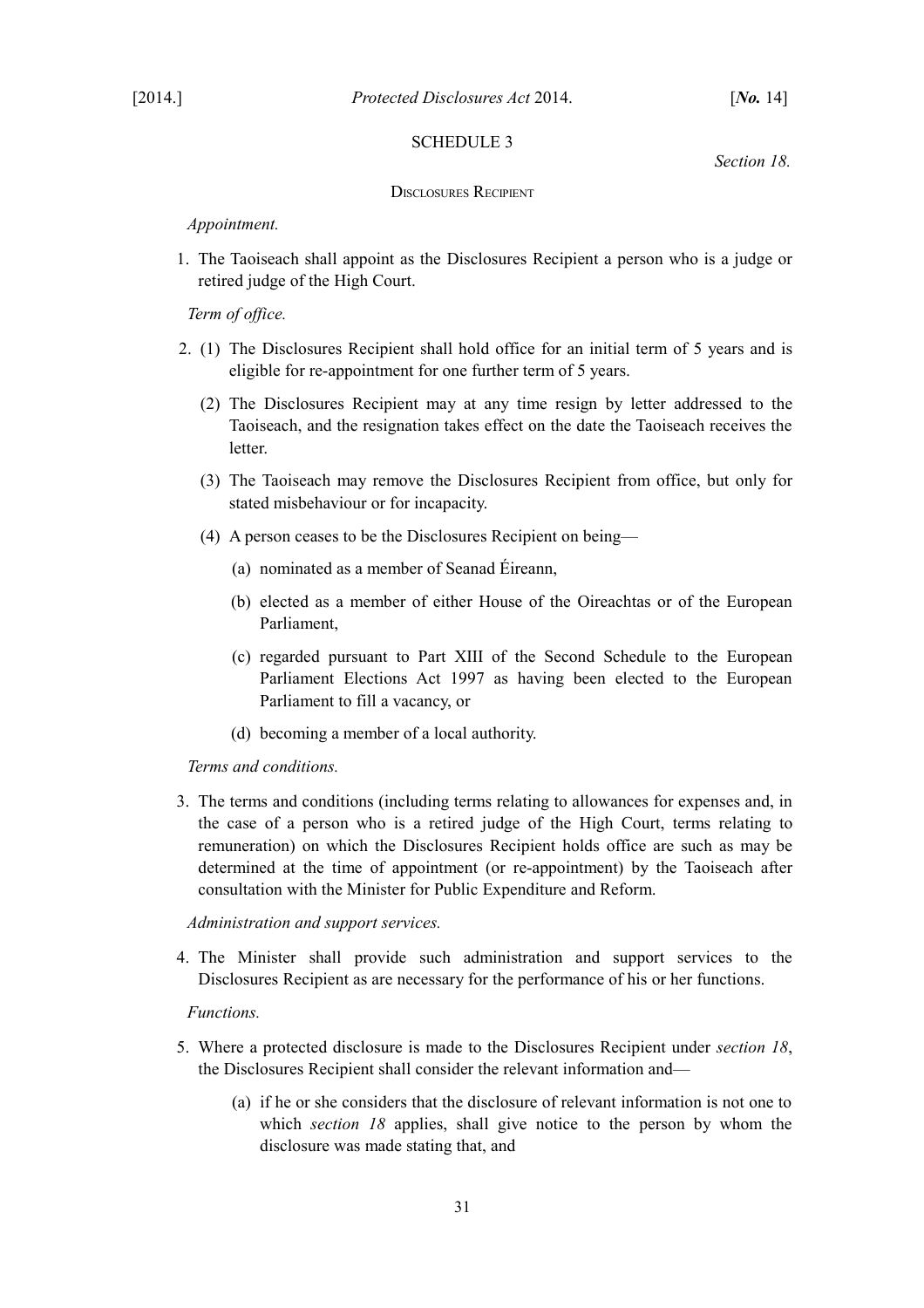SCHEDULE 3

*Section 18.*

DISCLOSURES RECIPIENT

*Appointment.*

1. The Taoiseach shall appoint as the Disclosures Recipient a person who is a judge or retired judge of the High Court.

*Term of office.*

2. (1) The Disclosures Recipient shall hold office for an initial term of 5 years and is eligible for re-appointment for one further term of 5 years.

   (2) The Disclosures Recipient may at any time resign by letter addressed to the Taoiseach, and the resignation takes effect on the date the Taoiseach receives the letter.

   (3) The Taoiseach may remove the Disclosures Recipient from office, but only for stated misbehaviour or for incapacity.

   (4) A person ceases to be the Disclosures Recipient on being—

      (a) nominated as a member of Seanad Éireann,

      (b) elected as a member of either House of the Oireachtas or of the European Parliament,

      (c) regarded pursuant to Part XIII of the Second Schedule to the European Parliament Elections Act 1997 as having been elected to the European Parliament to fill a vacancy, or

      (d) becoming a member of a local authority.

*Terms and conditions.*

3. The terms and conditions (including terms relating to allowances for expenses and, in the case of a person who is a retired judge of the High Court, terms relating to remuneration) on which the Disclosures Recipient holds office are such as may be determined at the time of appointment (or re-appointment) by the Taoiseach after consultation with the Minister for Public Expenditure and Reform.

*Administration and support services.*

4. The Minister shall provide such administration and support services to the Disclosures Recipient as are necessary for the performance of his or her functions.

*Functions.*

5. Where a protected disclosure is made to the Disclosures Recipient under *section 18*, the Disclosures Recipient shall consider the relevant information and—

   (a) if he or she considers that the disclosure of relevant information is not one to which *section 18* applies, shall give notice to the person by whom the disclosure was made stating that, and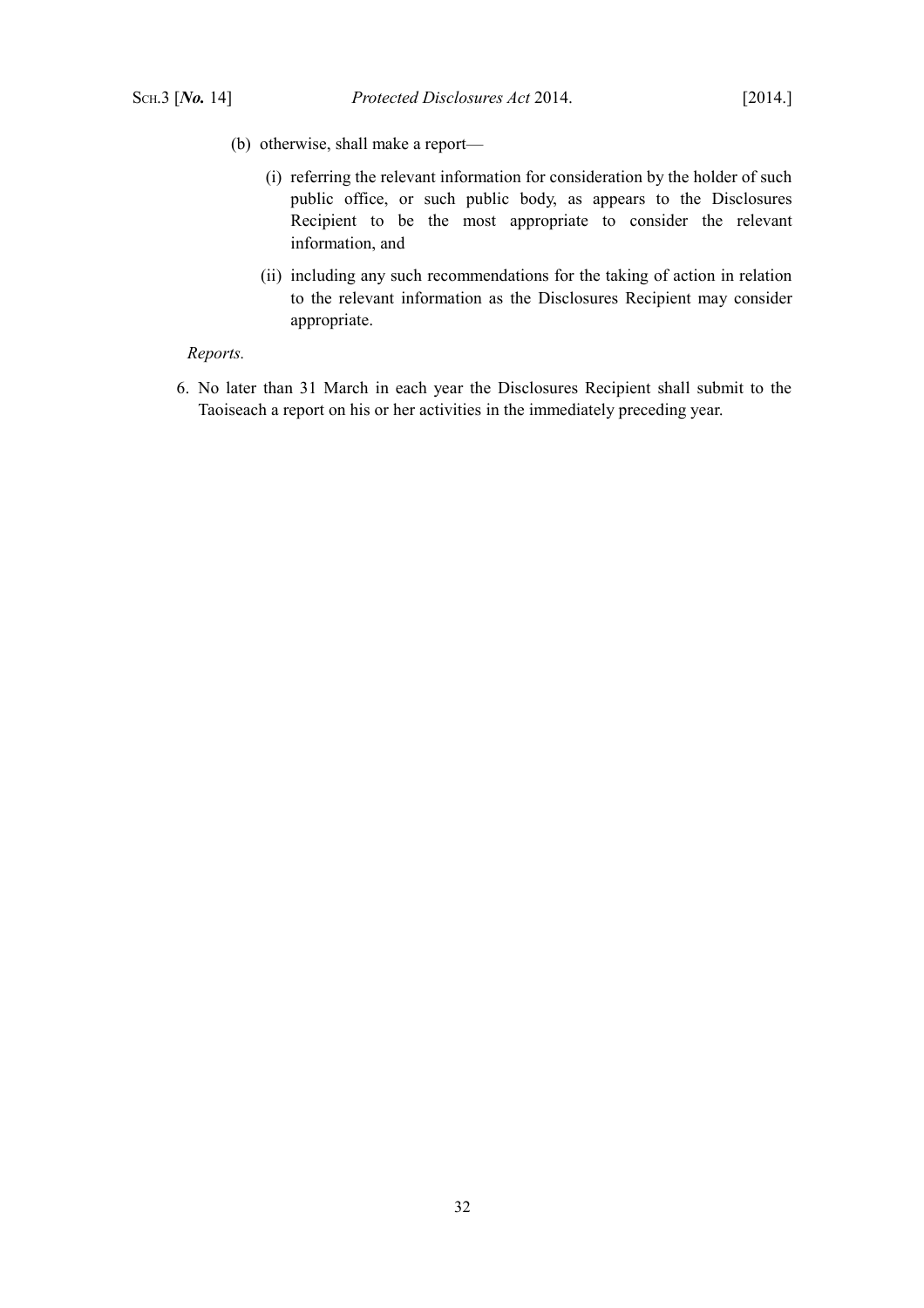(b) otherwise, shall make a report—

(i) referring the relevant information for consideration by the holder of such public office, or such public body, as appears to the Disclosures Recipient to be the most appropriate to consider the relevant information, and

(ii) including any such recommendations for the taking of action in relation to the relevant information as the Disclosures Recipient may consider appropriate.

*Reports.*

6. No later than 31 March in each year the Disclosures Recipient shall submit to the Taoiseach a report on his or her activities in the immediately preceding year.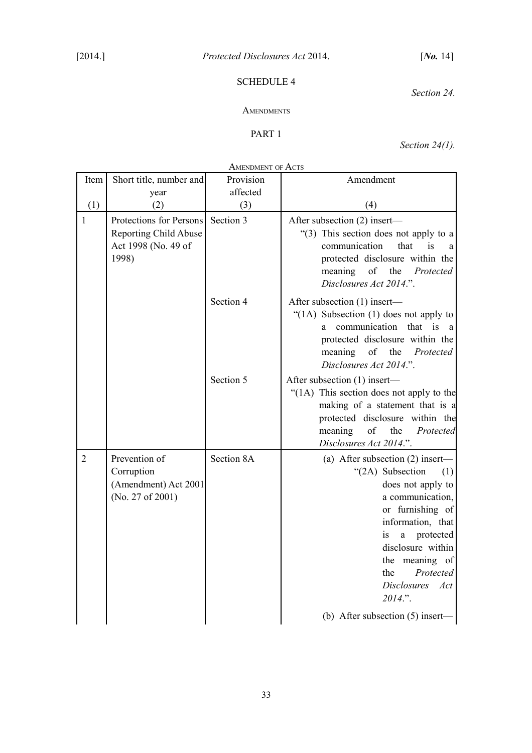# SCHEDULE 4

*Section 24.*

## Amendments

### PART 1

*Section 24(1).*

Amendment of Acts

| Item (1) | Short title, number and year (2) | Provision affected (3) | Amendment (4) |
|---|---|---|---|
| 1 | Protections for Persons Reporting Child Abuse Act 1998 (No. 49 of 1998) | Section 3 | After subsection (2) insert— “(3) This section does not apply to a communication that is a protected disclosure within the meaning of the *Protected Disclosures Act 2014*.”. |
| | | Section 4 | After subsection (1) insert— “(1A) Subsection (1) does not apply to a communication that is a protected disclosure within the meaning of the *Protected Disclosures Act 2014*.”. |
| | | Section 5 | After subsection (1) insert— “(1A) This section does not apply to the making of a statement that is a protected disclosure within the meaning of the *Protected Disclosures Act 2014*.”. |
| 2 | Prevention of Corruption (Amendment) Act 2001 (No. 27 of 2001) | Section 8A | (a) After subsection (2) insert— “(2A) Subsection (1) does not apply to a communication, or furnishing of information, that is a protected disclosure within the meaning of the *Protected Disclosures Act 2014*.”. (b) After subsection (5) insert— |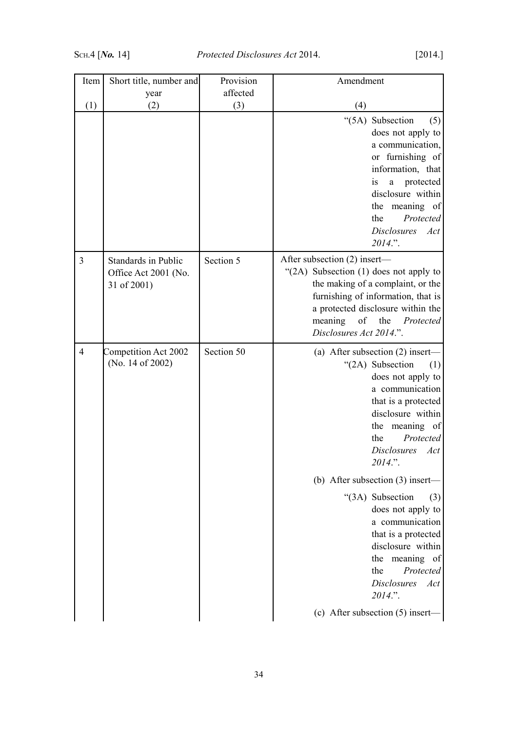| Item<br>(1) | Short title, number and year<br>(2) | Provision affected<br>(3) | Amendment<br>(4) |
|---|---|---|---|
| | | | "(5A) Subsection (5) does not apply to a communication, or furnishing of information, that is a protected disclosure within the meaning of the *Protected Disclosures Act 2014*.". |
| 3 | Standards in Public Office Act 2001 (No. 31 of 2001) | Section 5 | After subsection (2) insert—<br>"(2A) Subsection (1) does not apply to the making of a complaint, or the furnishing of information, that is a protected disclosure within the meaning of the *Protected Disclosures Act 2014*.". |
| 4 | Competition Act 2002 (No. 14 of 2002) | Section 50 | (a) After subsection (2) insert—<br>"(2A) Subsection (1) does not apply to a communication that is a protected disclosure within the meaning of the *Protected Disclosures Act 2014*.".<br>(b) After subsection (3) insert—<br>"(3A) Subsection (3) does not apply to a communication that is a protected disclosure within the meaning of the *Protected Disclosures Act 2014*.".<br>(c) After subsection (5) insert— |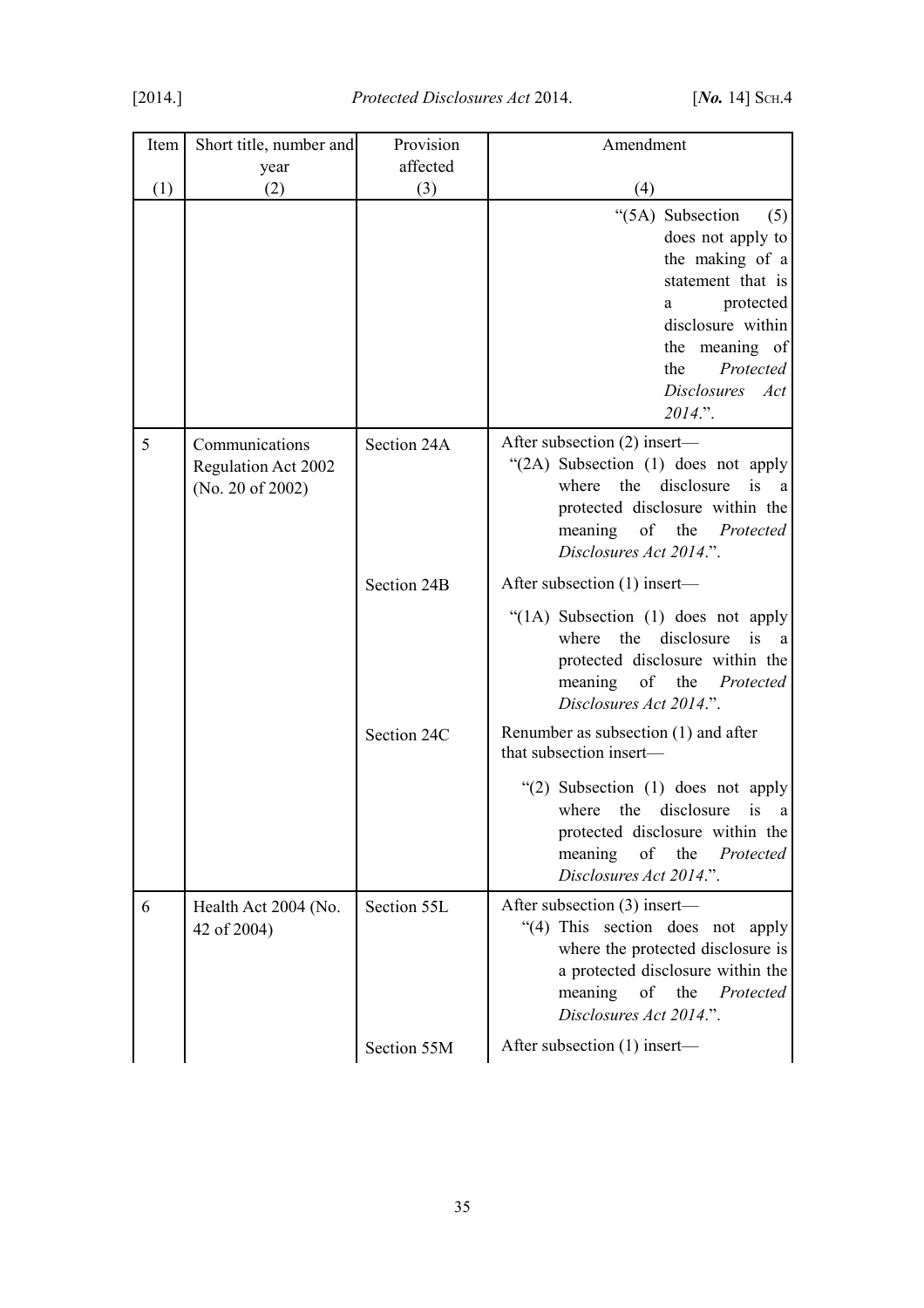| Item<br>(1) | Short title, number and year<br>(2) | Provision affected<br>(3) | Amendment<br>(4) |
|---|---|---|---|
| | | | "(5A) Subsection (5) does not apply to the making of a statement that is a protected disclosure within the meaning of the *Protected Disclosures Act 2014*.". |
| 5 | Communications Regulation Act 2002 (No. 20 of 2002) | Section 24A | After subsection (2) insert—<br>"(2A) Subsection (1) does not apply where the disclosure is a protected disclosure within the meaning of the *Protected Disclosures Act 2014*.". |
| | | Section 24B | After subsection (1) insert—<br>"(1A) Subsection (1) does not apply where the disclosure is a protected disclosure within the meaning of the *Protected Disclosures Act 2014*.". |
| | | Section 24C | Renumber as subsection (1) and after that subsection insert—<br>"(2) Subsection (1) does not apply where the disclosure is a protected disclosure within the meaning of the *Protected Disclosures Act 2014*.". |
| 6 | Health Act 2004 (No. 42 of 2004) | Section 55L | After subsection (3) insert—<br>"(4) This section does not apply where the protected disclosure is a protected disclosure within the meaning of the *Protected Disclosures Act 2014*.". |
| | | Section 55M | After subsection (1) insert— |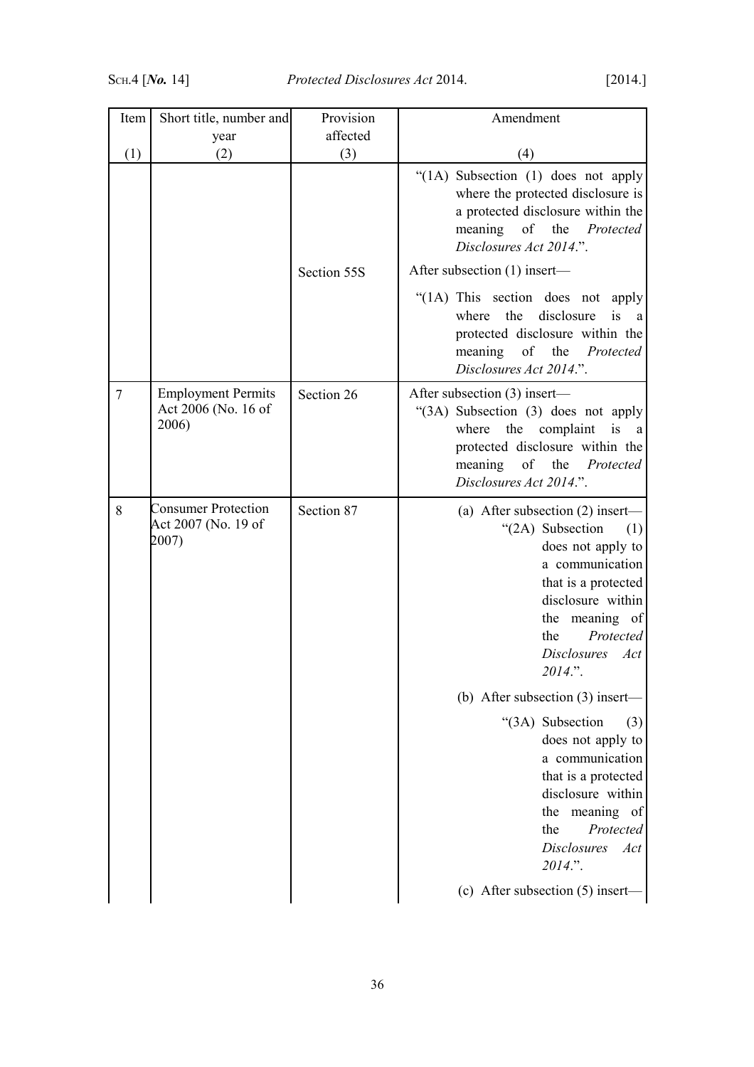| Item | Short title, number and year | Provision affected | Amendment |
|---|---|---|---|
| (1) | (2) | (3) | (4) |
| | | | "(1A) Subsection (1) does not apply where the protected disclosure is a protected disclosure within the meaning of the *Protected Disclosures Act 2014*.". |
| | | Section 55S | After subsection (1) insert— "(1A) This section does not apply where the disclosure is a protected disclosure within the meaning of the *Protected Disclosures Act 2014*.". |
| 7 | Employment Permits Act 2006 (No. 16 of 2006) | Section 26 | After subsection (3) insert— "(3A) Subsection (3) does not apply where the complaint is a protected disclosure within the meaning of the *Protected Disclosures Act 2014*.". |
| 8 | Consumer Protection Act 2007 (No. 19 of 2007) | Section 87 | (a) After subsection (2) insert— "(2A) Subsection (1) does not apply to a communication that is a protected disclosure within the meaning of the *Protected Disclosures Act 2014*.". (b) After subsection (3) insert— "(3A) Subsection (3) does not apply to a communication that is a protected disclosure within the meaning of the *Protected Disclosures Act 2014*.". (c) After subsection (5) insert— |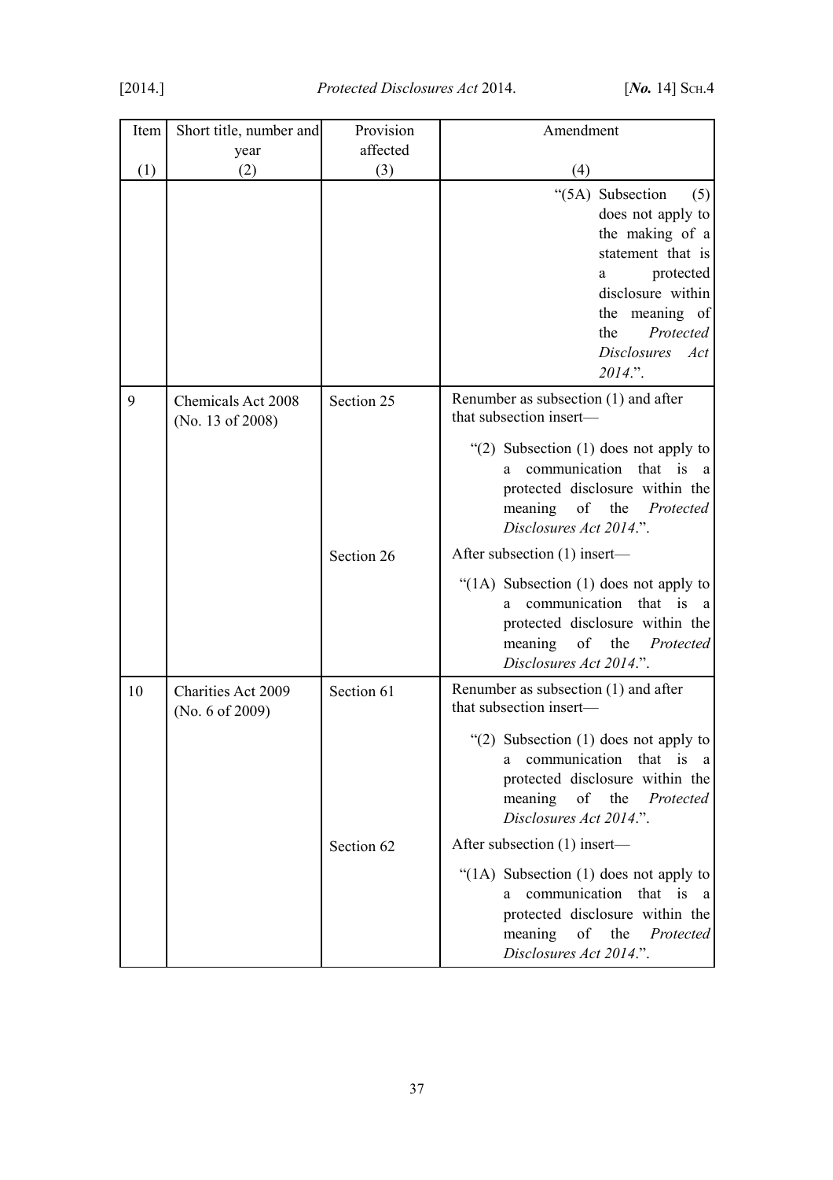| Item | Short title, number and year | Provision affected | Amendment |
|---|---|---|---|
| (1) | (2) | (3) | (4) |
| | | | "(5A) Subsection (5) does not apply to the making of a statement that is a protected disclosure within the meaning of the *Protected Disclosures Act 2014*.". |
| 9 | Chemicals Act 2008 (No. 13 of 2008) | Section 25 | Renumber as subsection (1) and after that subsection insert— "(2) Subsection (1) does not apply to a communication that is a protected disclosure within the meaning of the *Protected Disclosures Act 2014*.". |
| | | Section 26 | After subsection (1) insert— "(1A) Subsection (1) does not apply to a communication that is a protected disclosure within the meaning of the *Protected Disclosures Act 2014*.". |
| 10 | Charities Act 2009 (No. 6 of 2009) | Section 61 | Renumber as subsection (1) and after that subsection insert— "(2) Subsection (1) does not apply to a communication that is a protected disclosure within the meaning of the *Protected Disclosures Act 2014*.". |
| | | Section 62 | After subsection (1) insert— "(1A) Subsection (1) does not apply to a communication that is a protected disclosure within the meaning of the *Protected Disclosures Act 2014*.". |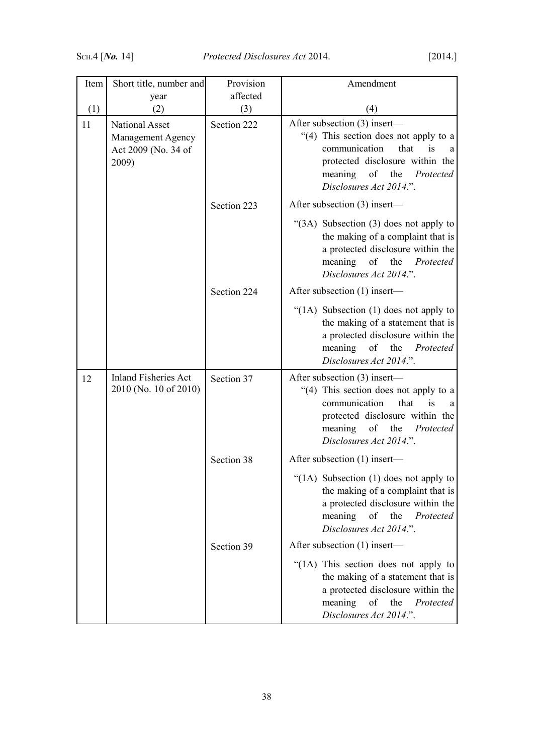| Item | Short title, number and year | Provision affected | Amendment |
|---|---|---|---|
| (1) | (2) | (3) | (4) |
| 11 | National Asset Management Agency Act 2009 (No. 34 of 2009) | Section 222 | After subsection (3) insert— “(4) This section does not apply to a communication that is a protected disclosure within the meaning of the *Protected Disclosures Act 2014*.”. |
| | | Section 223 | After subsection (3) insert— “(3A) Subsection (3) does not apply to the making of a complaint that is a protected disclosure within the meaning of the *Protected Disclosures Act 2014*.”. |
| | | Section 224 | After subsection (1) insert— “(1A) Subsection (1) does not apply to the making of a statement that is a protected disclosure within the meaning of the *Protected Disclosures Act 2014*.”. |
| 12 | Inland Fisheries Act 2010 (No. 10 of 2010) | Section 37 | After subsection (3) insert— “(4) This section does not apply to a communication that is a protected disclosure within the meaning of the *Protected Disclosures Act 2014*.”. |
| | | Section 38 | After subsection (1) insert— “(1A) Subsection (1) does not apply to the making of a complaint that is a protected disclosure within the meaning of the *Protected Disclosures Act 2014*.”. |
| | | Section 39 | After subsection (1) insert— “(1A) This section does not apply to the making of a statement that is a protected disclosure within the meaning of the *Protected Disclosures Act 2014*.”. |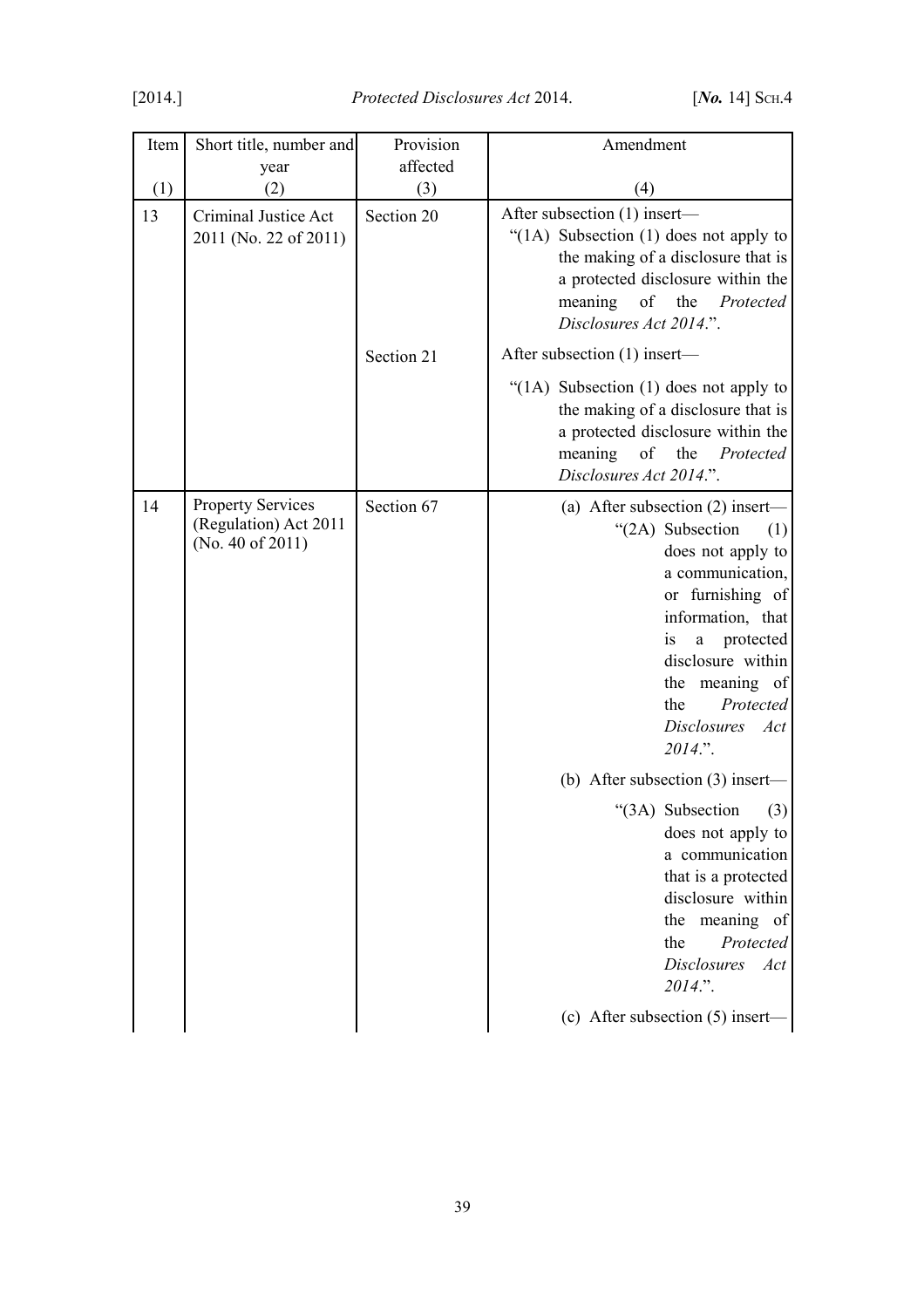| Item | Short title, number and year | Provision affected | Amendment |
|---|---|---|---|
| (1) | (2) | (3) | (4) |
| 13 | Criminal Justice Act 2011 (No. 22 of 2011) | Section 20 | After subsection (1) insert— “(1A) Subsection (1) does not apply to the making of a disclosure that is a protected disclosure within the meaning of the *Protected Disclosures Act 2014*.”. |
| | | Section 21 | After subsection (1) insert— “(1A) Subsection (1) does not apply to the making of a disclosure that is a protected disclosure within the meaning of the *Protected Disclosures Act 2014*.”. |
| 14 | Property Services (Regulation) Act 2011 (No. 40 of 2011) | Section 67 | (a) After subsection (2) insert— “(2A) Subsection (1) does not apply to a communication, or furnishing of information, that is a protected disclosure within the meaning of the *Protected Disclosures Act 2014*.”. (b) After subsection (3) insert— “(3A) Subsection (3) does not apply to a communication that is a protected disclosure within the meaning of the *Protected Disclosures Act 2014*.”. (c) After subsection (5) insert— |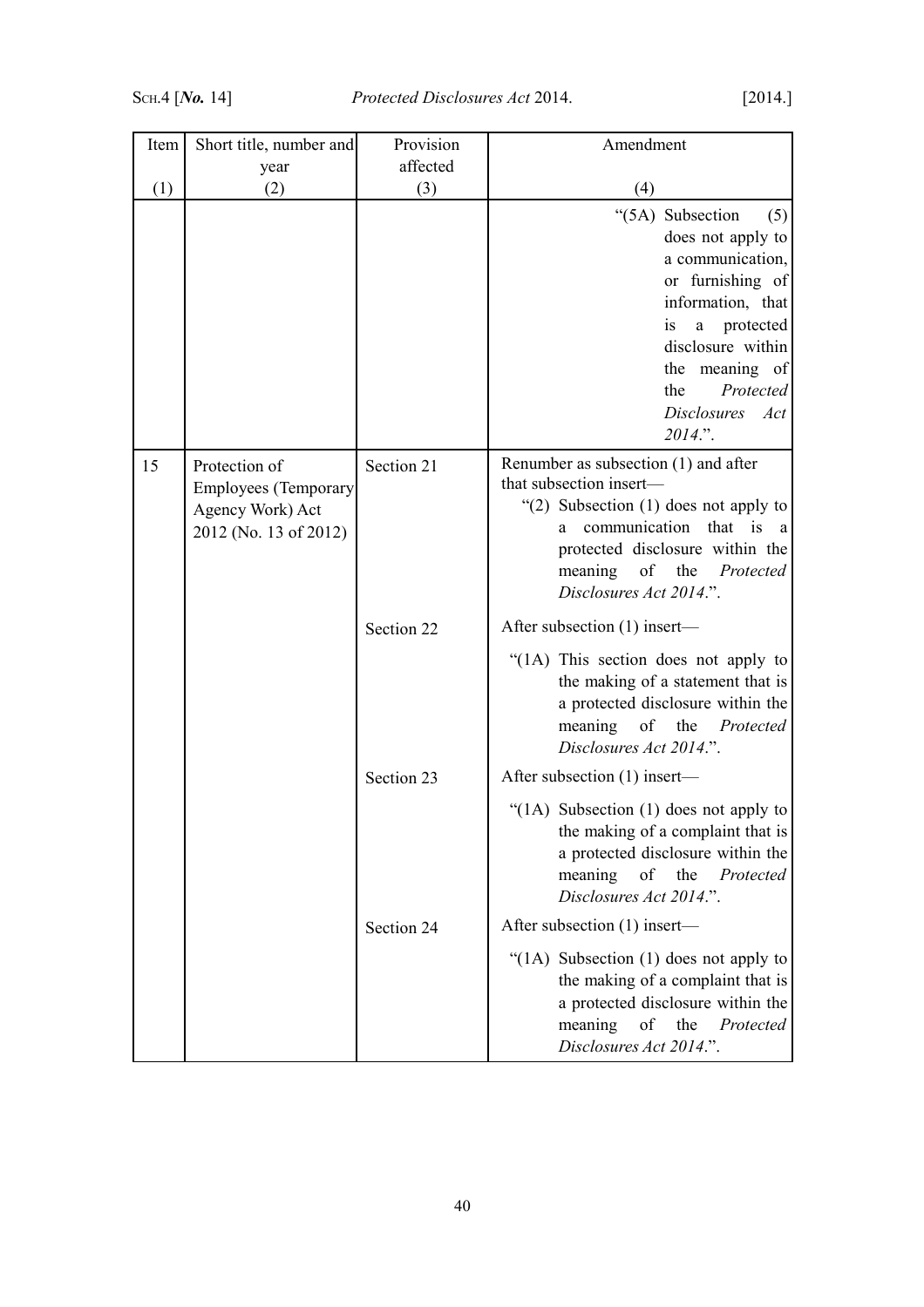| Item | Short title, number and year | Provision affected | Amendment |
|---|---|---|---|
| (1) | (2) | (3) | (4) |
| | | | "(5A) Subsection (5) does not apply to a communication, or furnishing of information, that is a protected disclosure within the meaning of the *Protected Disclosures Act 2014*.". |
| 15 | Protection of Employees (Temporary Agency Work) Act 2012 (No. 13 of 2012) | Section 21 | Renumber as subsection (1) and after that subsection insert— "(2) Subsection (1) does not apply to a communication that is a protected disclosure within the meaning of the *Protected Disclosures Act 2014*.". |
| | | Section 22 | After subsection (1) insert— "(1A) This section does not apply to the making of a statement that is a protected disclosure within the meaning of the *Protected Disclosures Act 2014*.". |
| | | Section 23 | After subsection (1) insert— "(1A) Subsection (1) does not apply to the making of a complaint that is a protected disclosure within the meaning of the *Protected Disclosures Act 2014*.". |
| | | Section 24 | After subsection (1) insert— "(1A) Subsection (1) does not apply to the making of a complaint that is a protected disclosure within the meaning of the *Protected Disclosures Act 2014*.". |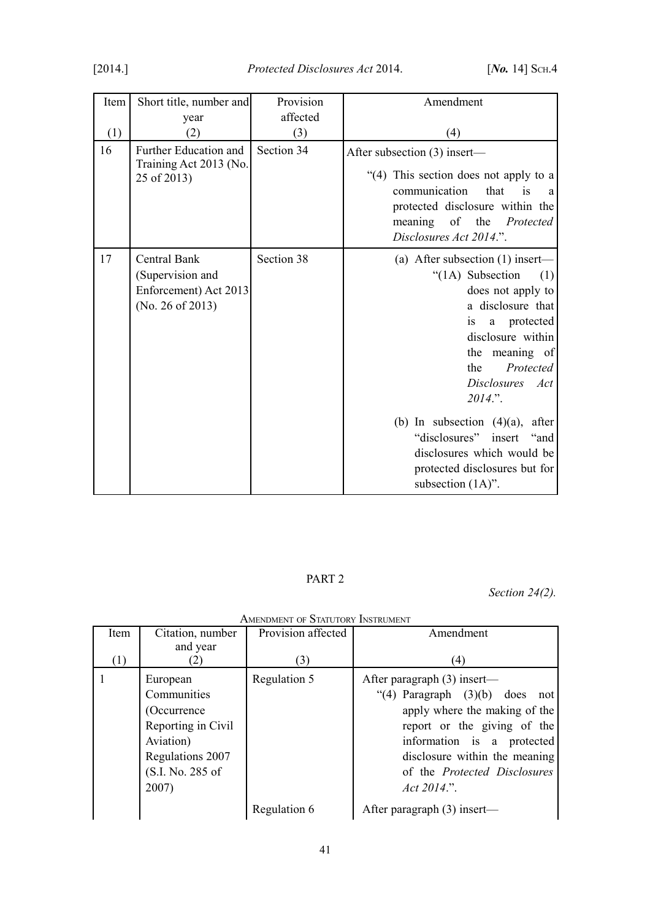| Item | Short title, number and year | Provision affected | Amendment |
|---|---|---|---|
| (1) | (2) | (3) | (4) |
| 16 | Further Education and Training Act 2013 (No. 25 of 2013) | Section 34 | After subsection (3) insert— “(4) This section does not apply to a communication that is a protected disclosure within the meaning of the *Protected Disclosures Act 2014*.”. |
| 17 | Central Bank (Supervision and Enforcement) Act 2013 (No. 26 of 2013) | Section 38 | (a) After subsection (1) insert— “(1A) Subsection (1) does not apply to a disclosure that is a protected disclosure within the meaning of the *Protected Disclosures Act 2014*.”. (b) In subsection (4)(a), after “disclosures” insert “and disclosures which would be protected disclosures but for subsection (1A)”. |

PART 2

*Section 24(2).*

AMENDMENT OF STATUTORY INSTRUMENT

| Item | Citation, number and year | Provision affected | Amendment |
|---|---|---|---|
| (1) | (2) | (3) | (4) |
| 1 | European Communities (Occurrence Reporting in Civil Aviation) Regulations 2007 (S.I. No. 285 of 2007) | Regulation 5 | After paragraph (3) insert— “(4) Paragraph (3)(b) does not apply where the making of the report or the giving of the information is a protected disclosure within the meaning of the *Protected Disclosures Act 2014*.”. |
| | | Regulation 6 | After paragraph (3) insert— |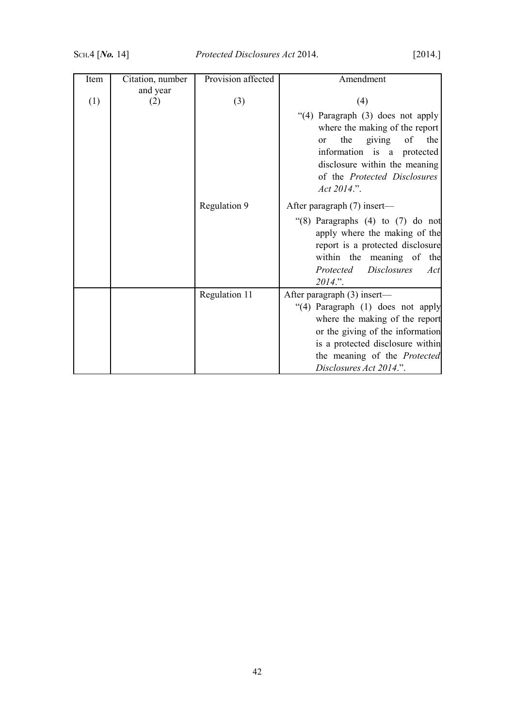| Item | Citation, number and year | Provision affected | Amendment |
|---|---|---|---|
| (1) | (2) | (3) | (4) |
| | | | "(4) Paragraph (3) does not apply where the making of the report or the giving of the information is a protected disclosure within the meaning of the *Protected Disclosures Act 2014*.". |
| | | Regulation 9 | After paragraph (7) insert— "(8) Paragraphs (4) to (7) do not apply where the making of the report is a protected disclosure within the meaning of the *Protected Disclosures Act 2014*.". |
| | | Regulation 11 | After paragraph (3) insert— "(4) Paragraph (1) does not apply where the making of the report or the giving of the information is a protected disclosure within the meaning of the *Protected Disclosures Act 2014*.". |